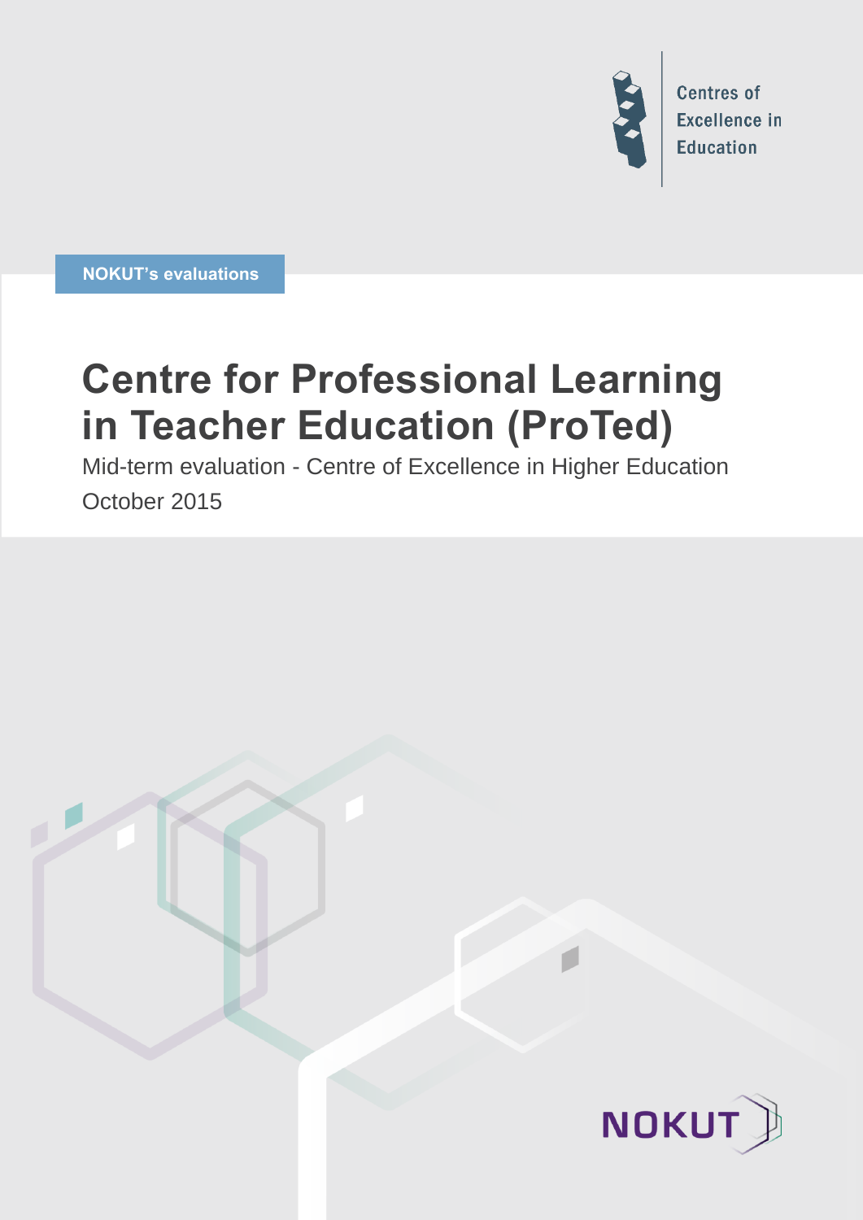Centres of Excellence in Education

NOKUT's evaluations

# Centre for Professional Learning in Teacher Education (ProTed)

Mid-term evaluation - Centre of Excellence in Higher Education

October 2015

NOKUT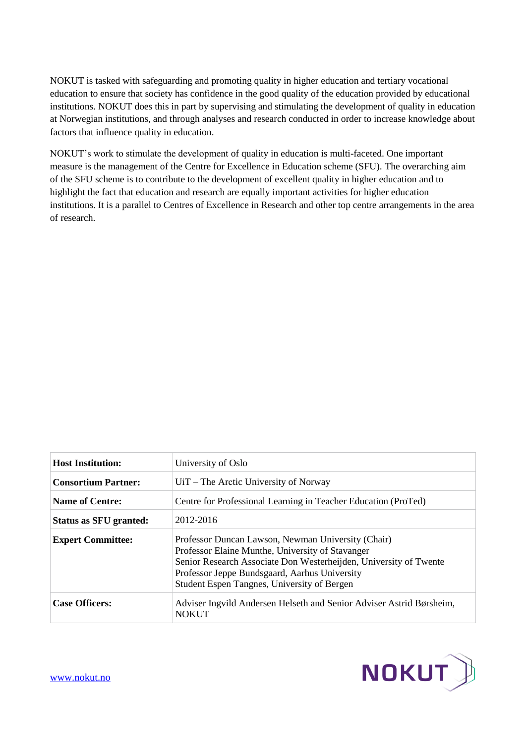NOKUT is tasked with safeguarding and promoting quality in higher education and tertiary vocational education to ensure that society has confidence in the good quality of the education provided by educational institutions. NOKUT does this in part by supervising and stimulating the development of quality in education at Norwegian institutions, and through analyses and research conducted in order to increase knowledge about factors that influence quality in education.

NOKUT's work to stimulate the development of quality in education is multi-faceted. One important measure is the management of the Centre for Excellence in Education scheme (SFU). The overarching aim of the SFU scheme is to contribute to the development of excellent quality in higher education and to highlight the fact that education and research are equally important activities for higher education institutions. It is a parallel to Centres of Excellence in Research and other top centre arrangements in the area of research.

| | |
|---|---|
| **Host Institution:** | University of Oslo |
| **Consortium Partner:** | UiT – The Arctic University of Norway |
| **Name of Centre:** | Centre for Professional Learning in Teacher Education (ProTed) |
| **Status as SFU granted:** | 2012-2016 |
| **Expert Committee:** | Professor Duncan Lawson, Newman University (Chair)<br>Professor Elaine Munthe, University of Stavanger<br>Senior Research Associate Don Westerheijden, University of Twente<br>Professor Jeppe Bundsgaard, Aarhus University<br>Student Espen Tangnes, University of Bergen |
| **Case Officers:** | Adviser Ingvild Andersen Helseth and Senior Adviser Astrid Børsheim, NOKUT |

www.nokut.no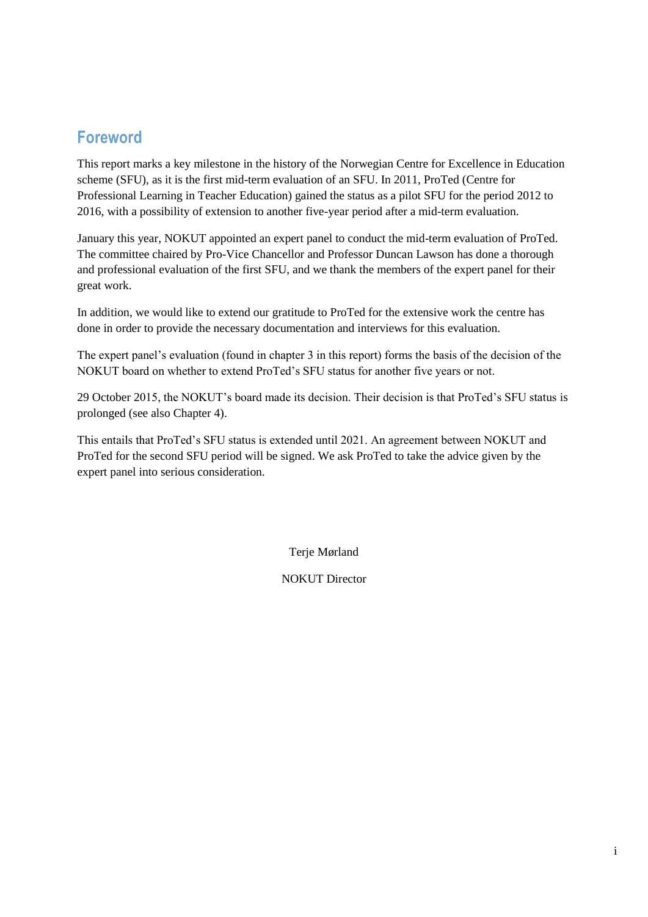## Foreword

This report marks a key milestone in the history of the Norwegian Centre for Excellence in Education scheme (SFU), as it is the first mid-term evaluation of an SFU. In 2011, ProTed (Centre for Professional Learning in Teacher Education) gained the status as a pilot SFU for the period 2012 to 2016, with a possibility of extension to another five-year period after a mid-term evaluation.

January this year, NOKUT appointed an expert panel to conduct the mid-term evaluation of ProTed. The committee chaired by Pro-Vice Chancellor and Professor Duncan Lawson has done a thorough and professional evaluation of the first SFU, and we thank the members of the expert panel for their great work.

In addition, we would like to extend our gratitude to ProTed for the extensive work the centre has done in order to provide the necessary documentation and interviews for this evaluation.

The expert panel's evaluation (found in chapter 3 in this report) forms the basis of the decision of the NOKUT board on whether to extend ProTed's SFU status for another five years or not.

29 October 2015, the NOKUT's board made its decision. Their decision is that ProTed's SFU status is prolonged (see also Chapter 4).

This entails that ProTed's SFU status is extended until 2021. An agreement between NOKUT and ProTed for the second SFU period will be signed. We ask ProTed to take the advice given by the expert panel into serious consideration.

Terje Mørland

NOKUT Director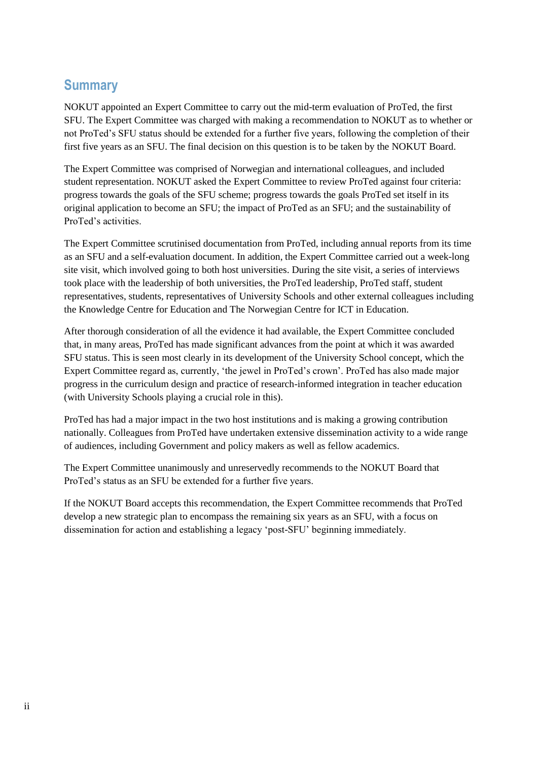## Summary

NOKUT appointed an Expert Committee to carry out the mid-term evaluation of ProTed, the first SFU. The Expert Committee was charged with making a recommendation to NOKUT as to whether or not ProTed's SFU status should be extended for a further five years, following the completion of their first five years as an SFU. The final decision on this question is to be taken by the NOKUT Board.

The Expert Committee was comprised of Norwegian and international colleagues, and included student representation. NOKUT asked the Expert Committee to review ProTed against four criteria: progress towards the goals of the SFU scheme; progress towards the goals ProTed set itself in its original application to become an SFU; the impact of ProTed as an SFU; and the sustainability of ProTed's activities.

The Expert Committee scrutinised documentation from ProTed, including annual reports from its time as an SFU and a self-evaluation document. In addition, the Expert Committee carried out a week-long site visit, which involved going to both host universities. During the site visit, a series of interviews took place with the leadership of both universities, the ProTed leadership, ProTed staff, student representatives, students, representatives of University Schools and other external colleagues including the Knowledge Centre for Education and The Norwegian Centre for ICT in Education.

After thorough consideration of all the evidence it had available, the Expert Committee concluded that, in many areas, ProTed has made significant advances from the point at which it was awarded SFU status. This is seen most clearly in its development of the University School concept, which the Expert Committee regard as, currently, 'the jewel in ProTed's crown'. ProTed has also made major progress in the curriculum design and practice of research-informed integration in teacher education (with University Schools playing a crucial role in this).

ProTed has had a major impact in the two host institutions and is making a growing contribution nationally. Colleagues from ProTed have undertaken extensive dissemination activity to a wide range of audiences, including Government and policy makers as well as fellow academics.

The Expert Committee unanimously and unreservedly recommends to the NOKUT Board that ProTed's status as an SFU be extended for a further five years.

If the NOKUT Board accepts this recommendation, the Expert Committee recommends that ProTed develop a new strategic plan to encompass the remaining six years as an SFU, with a focus on dissemination for action and establishing a legacy 'post-SFU' beginning immediately.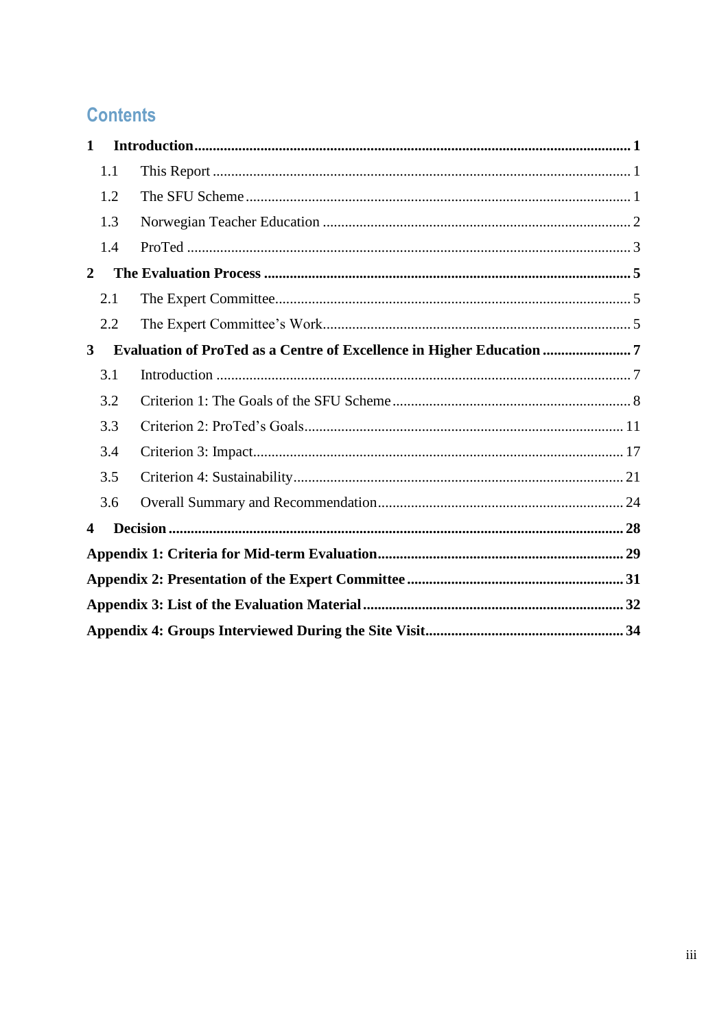# Contents

**1 Introduction** ..... **1**

- 1.1 This Report ..... 1
- 1.2 The SFU Scheme ..... 1
- 1.3 Norwegian Teacher Education ..... 2
- 1.4 ProTed ..... 3

**2 The Evaluation Process** ..... **5**

- 2.1 The Expert Committee ..... 5
- 2.2 The Expert Committee's Work ..... 5

**3 Evaluation of ProTed as a Centre of Excellence in Higher Education** ..... **7**

- 3.1 Introduction ..... 7
- 3.2 Criterion 1: The Goals of the SFU Scheme ..... 8
- 3.3 Criterion 2: ProTed's Goals ..... 11
- 3.4 Criterion 3: Impact ..... 17
- 3.5 Criterion 4: Sustainability ..... 21
- 3.6 Overall Summary and Recommendation ..... 24

**4 Decision** ..... **28**

**Appendix 1: Criteria for Mid-term Evaluation** ..... **29**

**Appendix 2: Presentation of the Expert Committee** ..... **31**

**Appendix 3: List of the Evaluation Material** ..... **32**

**Appendix 4: Groups Interviewed During the Site Visit** ..... **34**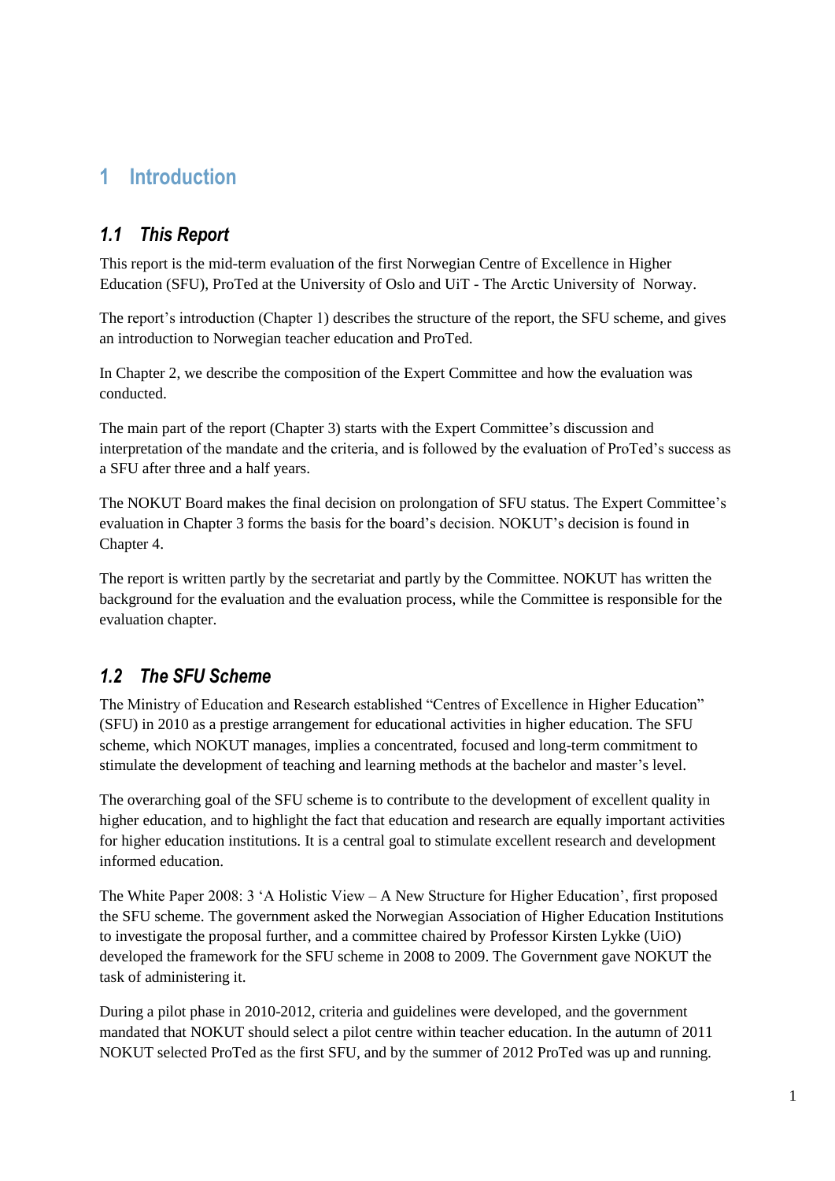# 1 Introduction

## *1.1 This Report*

This report is the mid-term evaluation of the first Norwegian Centre of Excellence in Higher Education (SFU), ProTed at the University of Oslo and UiT - The Arctic University of Norway.

The report's introduction (Chapter 1) describes the structure of the report, the SFU scheme, and gives an introduction to Norwegian teacher education and ProTed.

In Chapter 2, we describe the composition of the Expert Committee and how the evaluation was conducted.

The main part of the report (Chapter 3) starts with the Expert Committee's discussion and interpretation of the mandate and the criteria, and is followed by the evaluation of ProTed's success as a SFU after three and a half years.

The NOKUT Board makes the final decision on prolongation of SFU status. The Expert Committee's evaluation in Chapter 3 forms the basis for the board's decision. NOKUT's decision is found in Chapter 4.

The report is written partly by the secretariat and partly by the Committee. NOKUT has written the background for the evaluation and the evaluation process, while the Committee is responsible for the evaluation chapter.

## *1.2 The SFU Scheme*

The Ministry of Education and Research established "Centres of Excellence in Higher Education" (SFU) in 2010 as a prestige arrangement for educational activities in higher education. The SFU scheme, which NOKUT manages, implies a concentrated, focused and long-term commitment to stimulate the development of teaching and learning methods at the bachelor and master's level.

The overarching goal of the SFU scheme is to contribute to the development of excellent quality in higher education, and to highlight the fact that education and research are equally important activities for higher education institutions. It is a central goal to stimulate excellent research and development informed education.

The White Paper 2008: 3 'A Holistic View – A New Structure for Higher Education', first proposed the SFU scheme. The government asked the Norwegian Association of Higher Education Institutions to investigate the proposal further, and a committee chaired by Professor Kirsten Lykke (UiO) developed the framework for the SFU scheme in 2008 to 2009. The Government gave NOKUT the task of administering it.

During a pilot phase in 2010-2012, criteria and guidelines were developed, and the government mandated that NOKUT should select a pilot centre within teacher education. In the autumn of 2011 NOKUT selected ProTed as the first SFU, and by the summer of 2012 ProTed was up and running.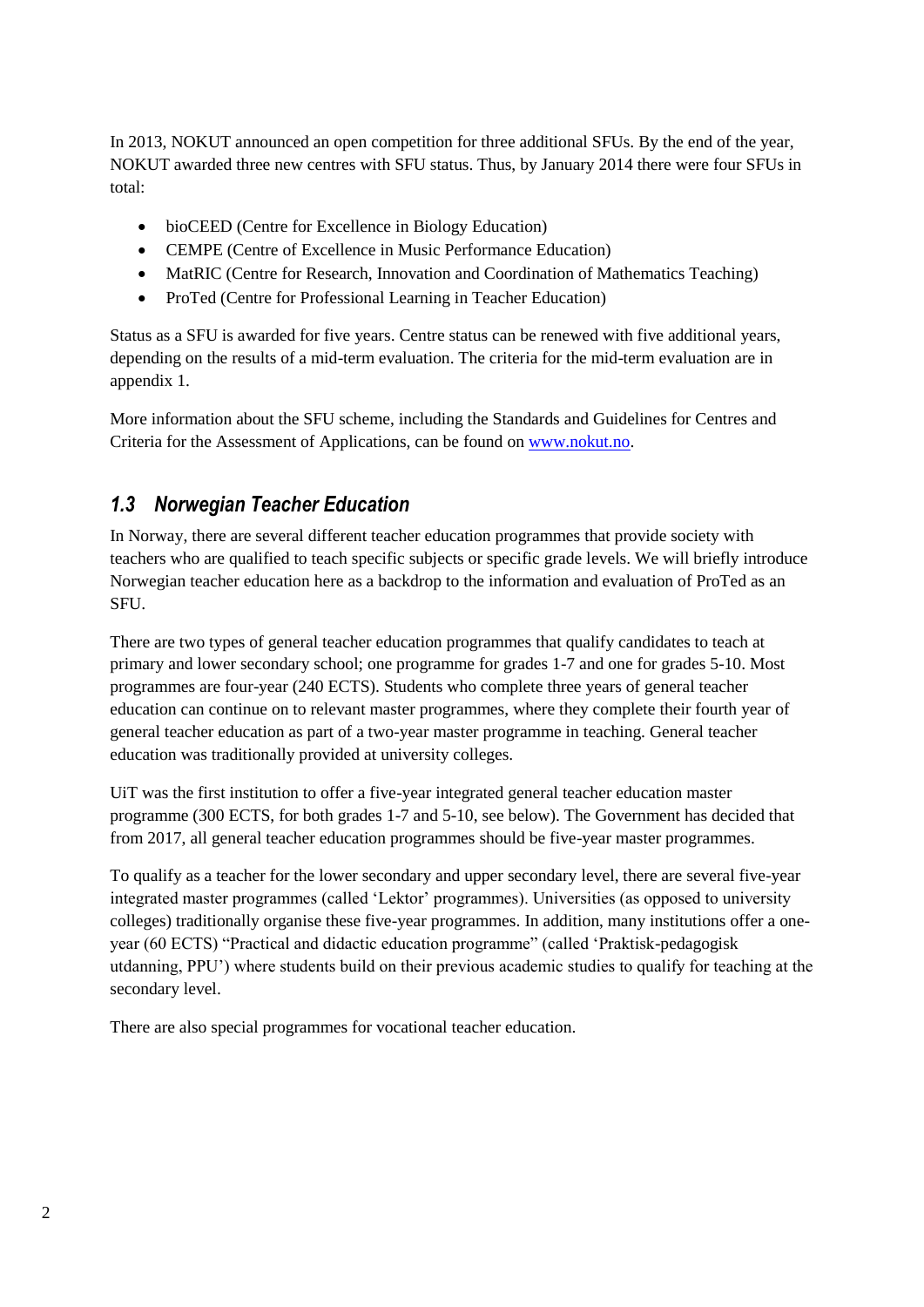In 2013, NOKUT announced an open competition for three additional SFUs. By the end of the year, NOKUT awarded three new centres with SFU status. Thus, by January 2014 there were four SFUs in total:

- bioCEED (Centre for Excellence in Biology Education)
- CEMPE (Centre of Excellence in Music Performance Education)
- MatRIC (Centre for Research, Innovation and Coordination of Mathematics Teaching)
- ProTed (Centre for Professional Learning in Teacher Education)

Status as a SFU is awarded for five years. Centre status can be renewed with five additional years, depending on the results of a mid-term evaluation. The criteria for the mid-term evaluation are in appendix 1.

More information about the SFU scheme, including the Standards and Guidelines for Centres and Criteria for the Assessment of Applications, can be found on www.nokut.no.

## 1.3 Norwegian Teacher Education

In Norway, there are several different teacher education programmes that provide society with teachers who are qualified to teach specific subjects or specific grade levels. We will briefly introduce Norwegian teacher education here as a backdrop to the information and evaluation of ProTed as an SFU.

There are two types of general teacher education programmes that qualify candidates to teach at primary and lower secondary school; one programme for grades 1-7 and one for grades 5-10. Most programmes are four-year (240 ECTS). Students who complete three years of general teacher education can continue on to relevant master programmes, where they complete their fourth year of general teacher education as part of a two-year master programme in teaching. General teacher education was traditionally provided at university colleges.

UiT was the first institution to offer a five-year integrated general teacher education master programme (300 ECTS, for both grades 1-7 and 5-10, see below). The Government has decided that from 2017, all general teacher education programmes should be five-year master programmes.

To qualify as a teacher for the lower secondary and upper secondary level, there are several five-year integrated master programmes (called 'Lektor' programmes). Universities (as opposed to university colleges) traditionally organise these five-year programmes. In addition, many institutions offer a one-year (60 ECTS) "Practical and didactic education programme" (called 'Praktisk-pedagogisk utdanning, PPU') where students build on their previous academic studies to qualify for teaching at the secondary level.

There are also special programmes for vocational teacher education.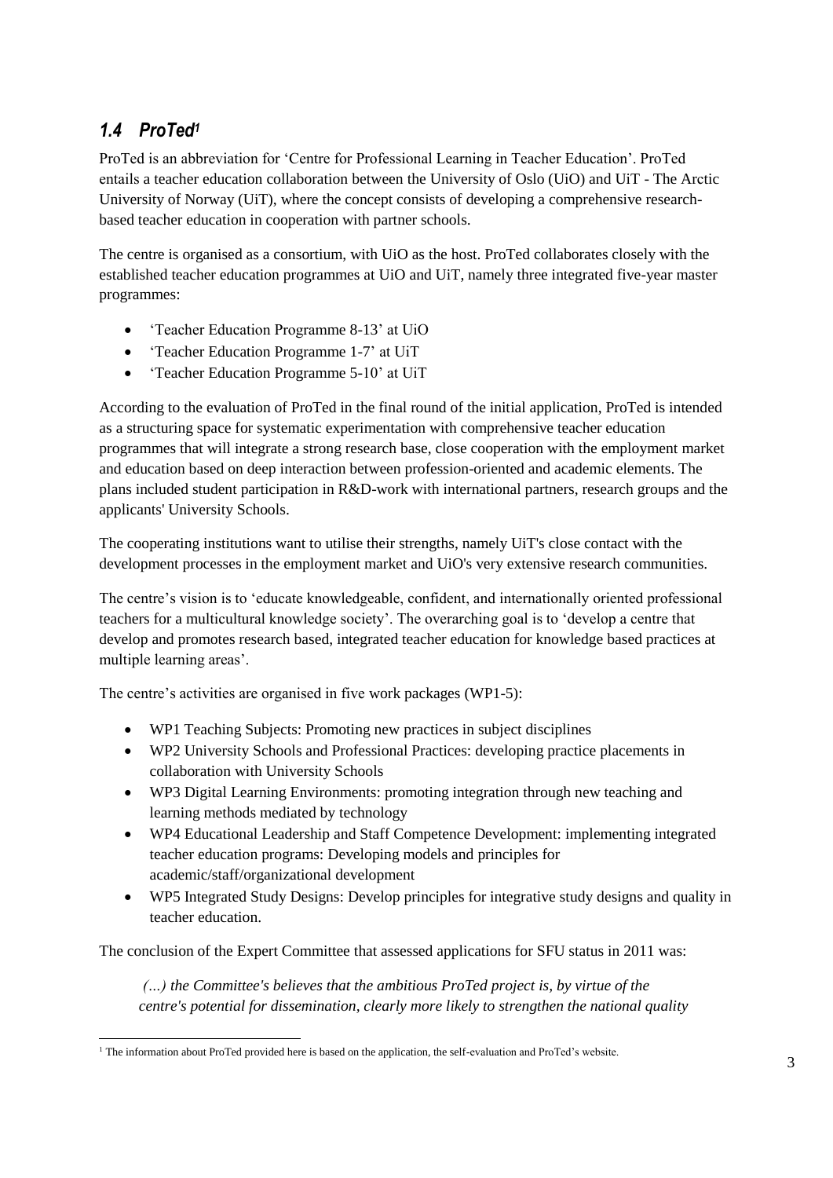## *1.4 ProTed*[1]

ProTed is an abbreviation for 'Centre for Professional Learning in Teacher Education'. ProTed entails a teacher education collaboration between the University of Oslo (UiO) and UiT - The Arctic University of Norway (UiT), where the concept consists of developing a comprehensive research-based teacher education in cooperation with partner schools.

The centre is organised as a consortium, with UiO as the host. ProTed collaborates closely with the established teacher education programmes at UiO and UiT, namely three integrated five-year master programmes:

- 'Teacher Education Programme 8-13' at UiO
- 'Teacher Education Programme 1-7' at UiT
- 'Teacher Education Programme 5-10' at UiT

According to the evaluation of ProTed in the final round of the initial application, ProTed is intended as a structuring space for systematic experimentation with comprehensive teacher education programmes that will integrate a strong research base, close cooperation with the employment market and education based on deep interaction between profession-oriented and academic elements. The plans included student participation in R&D-work with international partners, research groups and the applicants' University Schools.

The cooperating institutions want to utilise their strengths, namely UiT's close contact with the development processes in the employment market and UiO's very extensive research communities.

The centre's vision is to 'educate knowledgeable, confident, and internationally oriented professional teachers for a multicultural knowledge society'. The overarching goal is to 'develop a centre that develop and promotes research based, integrated teacher education for knowledge based practices at multiple learning areas'.

The centre's activities are organised in five work packages (WP1-5):

- WP1 Teaching Subjects: Promoting new practices in subject disciplines
- WP2 University Schools and Professional Practices: developing practice placements in collaboration with University Schools
- WP3 Digital Learning Environments: promoting integration through new teaching and learning methods mediated by technology
- WP4 Educational Leadership and Staff Competence Development: implementing integrated teacher education programs: Developing models and principles for academic/staff/organizational development
- WP5 Integrated Study Designs: Develop principles for integrative study designs and quality in teacher education.

The conclusion of the Expert Committee that assessed applications for SFU status in 2011 was:

> *(…) the Committee's believes that the ambitious ProTed project is, by virtue of the centre's potential for dissemination, clearly more likely to strengthen the national quality*

[1] The information about ProTed provided here is based on the application, the self-evaluation and ProTed's website.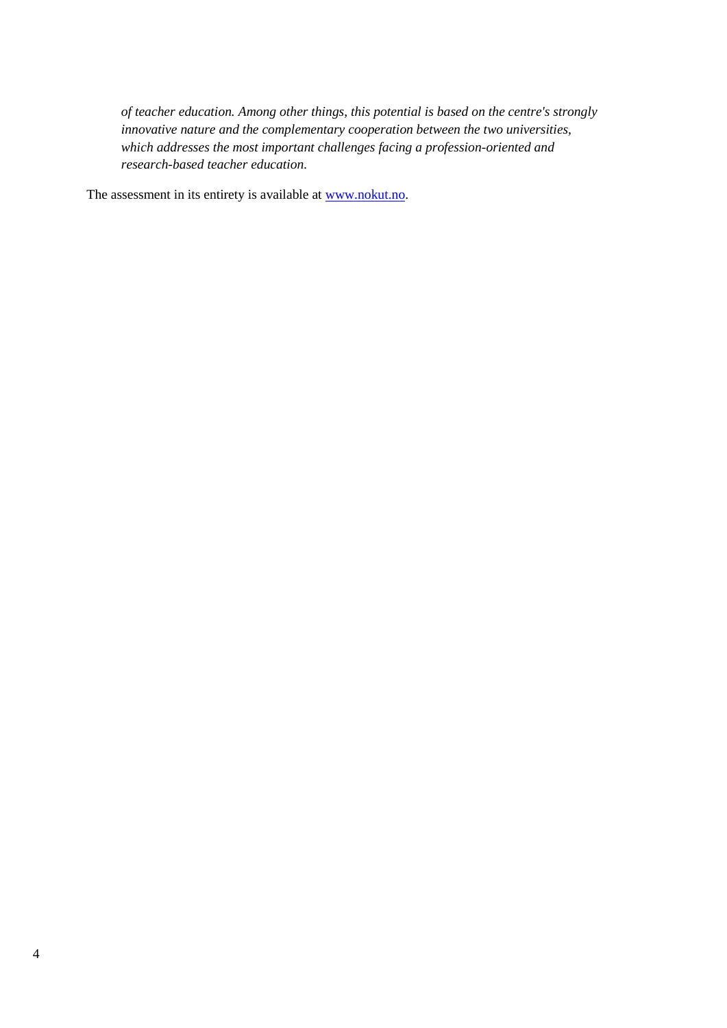*of teacher education. Among other things, this potential is based on the centre's strongly innovative nature and the complementary cooperation between the two universities, which addresses the most important challenges facing a profession-oriented and research-based teacher education.*

The assessment in its entirety is available at [www.nokut.no](http://www.nokut.no).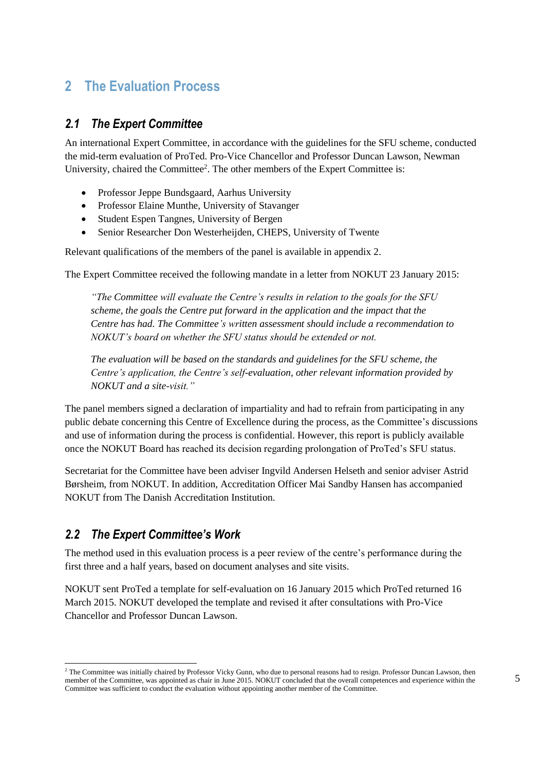# 2 The Evaluation Process

## 2.1 The Expert Committee

An international Expert Committee, in accordance with the guidelines for the SFU scheme, conducted the mid-term evaluation of ProTed. Pro-Vice Chancellor and Professor Duncan Lawson, Newman University, chaired the Committee[2]. The other members of the Expert Committee is:

- Professor Jeppe Bundsgaard, Aarhus University
- Professor Elaine Munthe, University of Stavanger
- Student Espen Tangnes, University of Bergen
- Senior Researcher Don Westerheijden, CHEPS, University of Twente

Relevant qualifications of the members of the panel is available in appendix 2.

The Expert Committee received the following mandate in a letter from NOKUT 23 January 2015:

> *"The Committee will evaluate the Centre's results in relation to the goals for the SFU scheme, the goals the Centre put forward in the application and the impact that the Centre has had. The Committee's written assessment should include a recommendation to NOKUT's board on whether the SFU status should be extended or not.*
>
> *The evaluation will be based on the standards and guidelines for the SFU scheme, the Centre's application, the Centre's self-evaluation, other relevant information provided by NOKUT and a site-visit."*

The panel members signed a declaration of impartiality and had to refrain from participating in any public debate concerning this Centre of Excellence during the process, as the Committee's discussions and use of information during the process is confidential. However, this report is publicly available once the NOKUT Board has reached its decision regarding prolongation of ProTed's SFU status.

Secretariat for the Committee have been adviser Ingvild Andersen Helseth and senior adviser Astrid Børsheim, from NOKUT. In addition, Accreditation Officer Mai Sandby Hansen has accompanied NOKUT from The Danish Accreditation Institution.

## 2.2 The Expert Committee's Work

The method used in this evaluation process is a peer review of the centre's performance during the first three and a half years, based on document analyses and site visits.

NOKUT sent ProTed a template for self-evaluation on 16 January 2015 which ProTed returned 16 March 2015. NOKUT developed the template and revised it after consultations with Pro-Vice Chancellor and Professor Duncan Lawson.

---

[2] The Committee was initially chaired by Professor Vicky Gunn, who due to personal reasons had to resign. Professor Duncan Lawson, then member of the Committee, was appointed as chair in June 2015. NOKUT concluded that the overall competences and experience within the Committee was sufficient to conduct the evaluation without appointing another member of the Committee.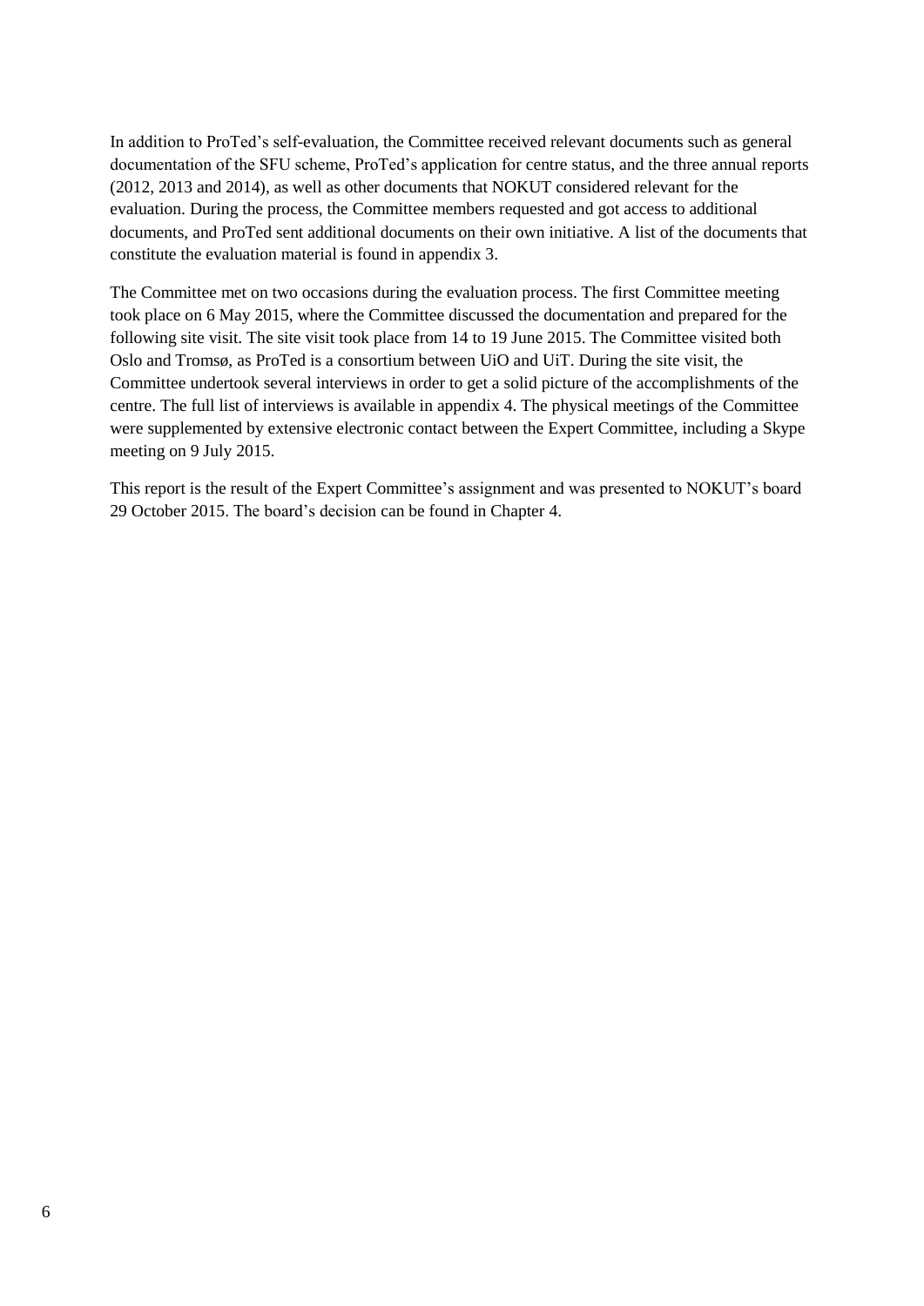In addition to ProTed's self-evaluation, the Committee received relevant documents such as general documentation of the SFU scheme, ProTed's application for centre status, and the three annual reports (2012, 2013 and 2014), as well as other documents that NOKUT considered relevant for the evaluation. During the process, the Committee members requested and got access to additional documents, and ProTed sent additional documents on their own initiative. A list of the documents that constitute the evaluation material is found in appendix 3.

The Committee met on two occasions during the evaluation process. The first Committee meeting took place on 6 May 2015, where the Committee discussed the documentation and prepared for the following site visit. The site visit took place from 14 to 19 June 2015. The Committee visited both Oslo and Tromsø, as ProTed is a consortium between UiO and UiT. During the site visit, the Committee undertook several interviews in order to get a solid picture of the accomplishments of the centre. The full list of interviews is available in appendix 4. The physical meetings of the Committee were supplemented by extensive electronic contact between the Expert Committee, including a Skype meeting on 9 July 2015.

This report is the result of the Expert Committee's assignment and was presented to NOKUT's board 29 October 2015. The board's decision can be found in Chapter 4.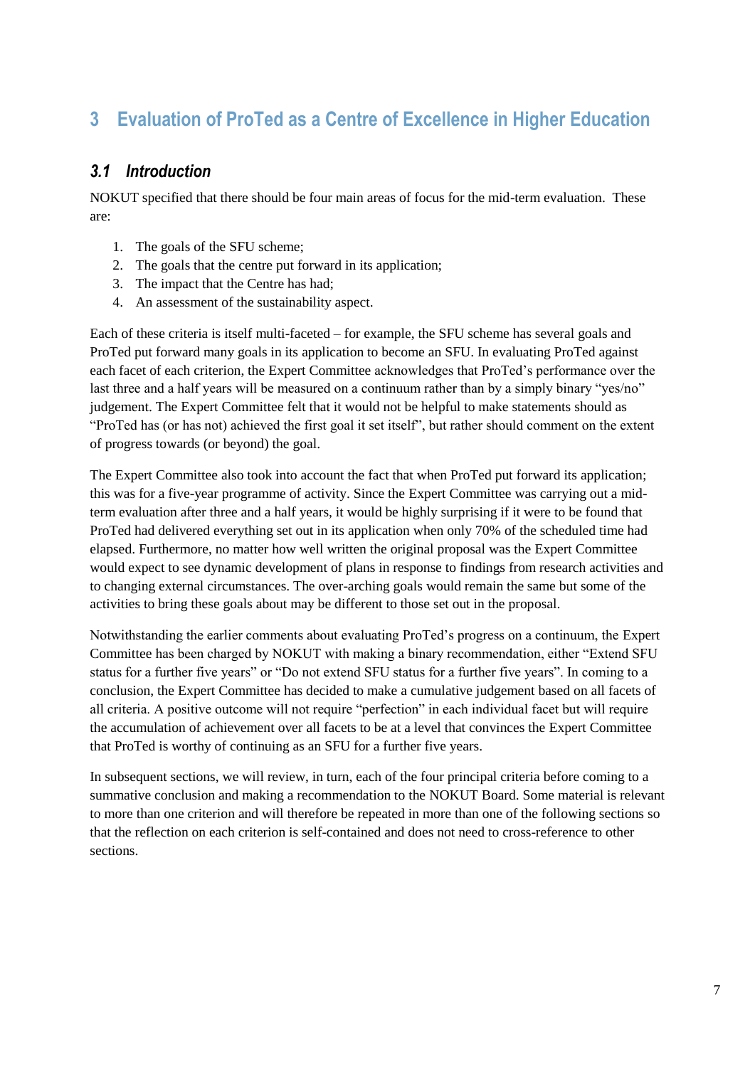# 3 Evaluation of ProTed as a Centre of Excellence in Higher Education

## *3.1 Introduction*

NOKUT specified that there should be four main areas of focus for the mid-term evaluation. These are:

1. The goals of the SFU scheme;
2. The goals that the centre put forward in its application;
3. The impact that the Centre has had;
4. An assessment of the sustainability aspect.

Each of these criteria is itself multi-faceted – for example, the SFU scheme has several goals and ProTed put forward many goals in its application to become an SFU. In evaluating ProTed against each facet of each criterion, the Expert Committee acknowledges that ProTed's performance over the last three and a half years will be measured on a continuum rather than by a simply binary "yes/no" judgement. The Expert Committee felt that it would not be helpful to make statements should as "ProTed has (or has not) achieved the first goal it set itself", but rather should comment on the extent of progress towards (or beyond) the goal.

The Expert Committee also took into account the fact that when ProTed put forward its application; this was for a five-year programme of activity. Since the Expert Committee was carrying out a mid-term evaluation after three and a half years, it would be highly surprising if it were to be found that ProTed had delivered everything set out in its application when only 70% of the scheduled time had elapsed. Furthermore, no matter how well written the original proposal was the Expert Committee would expect to see dynamic development of plans in response to findings from research activities and to changing external circumstances. The over-arching goals would remain the same but some of the activities to bring these goals about may be different to those set out in the proposal.

Notwithstanding the earlier comments about evaluating ProTed's progress on a continuum, the Expert Committee has been charged by NOKUT with making a binary recommendation, either "Extend SFU status for a further five years" or "Do not extend SFU status for a further five years". In coming to a conclusion, the Expert Committee has decided to make a cumulative judgement based on all facets of all criteria. A positive outcome will not require "perfection" in each individual facet but will require the accumulation of achievement over all facets to be at a level that convinces the Expert Committee that ProTed is worthy of continuing as an SFU for a further five years.

In subsequent sections, we will review, in turn, each of the four principal criteria before coming to a summative conclusion and making a recommendation to the NOKUT Board. Some material is relevant to more than one criterion and will therefore be repeated in more than one of the following sections so that the reflection on each criterion is self-contained and does not need to cross-reference to other sections.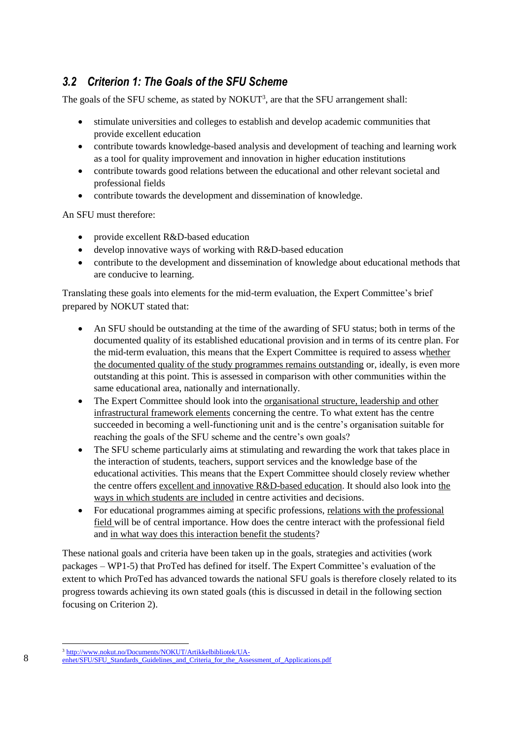### 3.2 Criterion 1: The Goals of the SFU Scheme

The goals of the SFU scheme, as stated by NOKUT[3], are that the SFU arrangement shall:

- stimulate universities and colleges to establish and develop academic communities that provide excellent education
- contribute towards knowledge-based analysis and development of teaching and learning work as a tool for quality improvement and innovation in higher education institutions
- contribute towards good relations between the educational and other relevant societal and professional fields
- contribute towards the development and dissemination of knowledge.

An SFU must therefore:

- provide excellent R&D-based education
- develop innovative ways of working with R&D-based education
- contribute to the development and dissemination of knowledge about educational methods that are conducive to learning.

Translating these goals into elements for the mid-term evaluation, the Expert Committee's brief prepared by NOKUT stated that:

- An SFU should be outstanding at the time of the awarding of SFU status; both in terms of the documented quality of its established educational provision and in terms of its centre plan. For the mid-term evaluation, this means that the Expert Committee is required to assess whether the documented quality of the study programmes remains outstanding or, ideally, is even more outstanding at this point. This is assessed in comparison with other communities within the same educational area, nationally and internationally.
- The Expert Committee should look into the organisational structure, leadership and other infrastructural framework elements concerning the centre. To what extent has the centre succeeded in becoming a well-functioning unit and is the centre's organisation suitable for reaching the goals of the SFU scheme and the centre's own goals?
- The SFU scheme particularly aims at stimulating and rewarding the work that takes place in the interaction of students, teachers, support services and the knowledge base of the educational activities. This means that the Expert Committee should closely review whether the centre offers excellent and innovative R&D-based education. It should also look into the ways in which students are included in centre activities and decisions.
- For educational programmes aiming at specific professions, relations with the professional field will be of central importance. How does the centre interact with the professional field and in what way does this interaction benefit the students?

These national goals and criteria have been taken up in the goals, strategies and activities (work packages – WP1-5) that ProTed has defined for itself. The Expert Committee's evaluation of the extent to which ProTed has advanced towards the national SFU goals is therefore closely related to its progress towards achieving its own stated goals (this is discussed in detail in the following section focusing on Criterion 2).

[3] http://www.nokut.no/Documents/NOKUT/Artikkelbibliotek/UA-enhet/SFU/SFU_Standards_Guidelines_and_Criteria_for_the_Assessment_of_Applications.pdf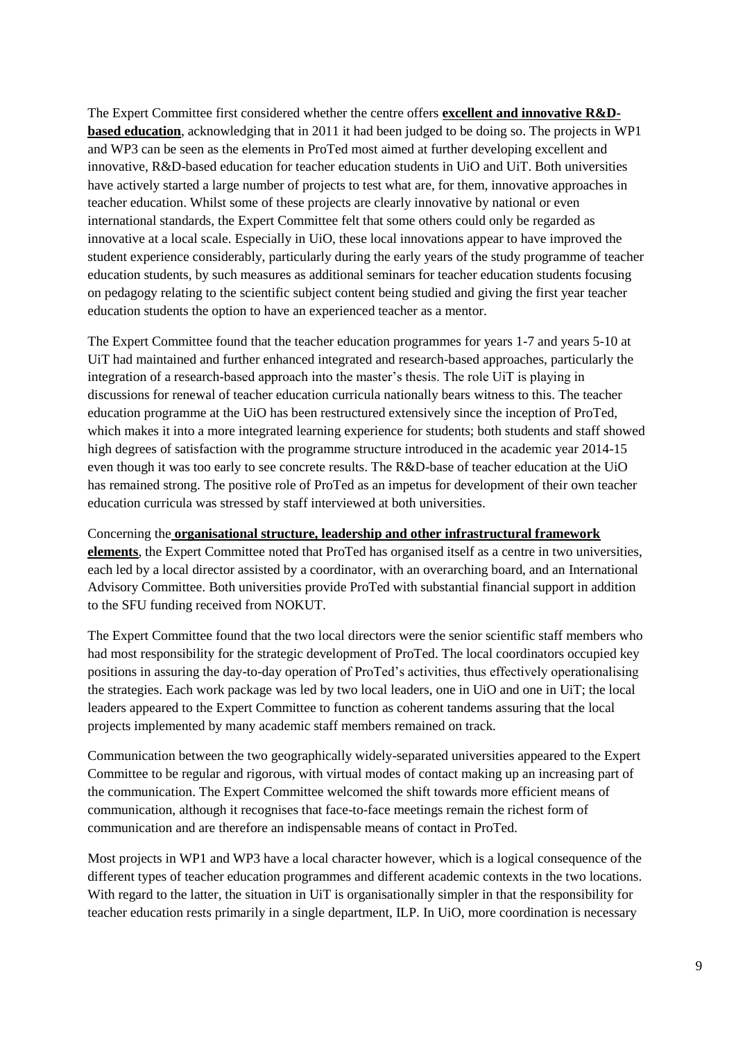The Expert Committee first considered whether the centre offers **excellent and innovative R&D-based education**, acknowledging that in 2011 it had been judged to be doing so. The projects in WP1 and WP3 can be seen as the elements in ProTed most aimed at further developing excellent and innovative, R&D-based education for teacher education students in UiO and UiT. Both universities have actively started a large number of projects to test what are, for them, innovative approaches in teacher education. Whilst some of these projects are clearly innovative by national or even international standards, the Expert Committee felt that some others could only be regarded as innovative at a local scale. Especially in UiO, these local innovations appear to have improved the student experience considerably, particularly during the early years of the study programme of teacher education students, by such measures as additional seminars for teacher education students focusing on pedagogy relating to the scientific subject content being studied and giving the first year teacher education students the option to have an experienced teacher as a mentor.

The Expert Committee found that the teacher education programmes for years 1-7 and years 5-10 at UiT had maintained and further enhanced integrated and research-based approaches, particularly the integration of a research-based approach into the master's thesis. The role UiT is playing in discussions for renewal of teacher education curricula nationally bears witness to this. The teacher education programme at the UiO has been restructured extensively since the inception of ProTed, which makes it into a more integrated learning experience for students; both students and staff showed high degrees of satisfaction with the programme structure introduced in the academic year 2014-15 even though it was too early to see concrete results. The R&D-base of teacher education at the UiO has remained strong. The positive role of ProTed as an impetus for development of their own teacher education curricula was stressed by staff interviewed at both universities.

Concerning the **organisational structure, leadership and other infrastructural framework elements**, the Expert Committee noted that ProTed has organised itself as a centre in two universities, each led by a local director assisted by a coordinator, with an overarching board, and an International Advisory Committee. Both universities provide ProTed with substantial financial support in addition to the SFU funding received from NOKUT.

The Expert Committee found that the two local directors were the senior scientific staff members who had most responsibility for the strategic development of ProTed. The local coordinators occupied key positions in assuring the day-to-day operation of ProTed's activities, thus effectively operationalising the strategies. Each work package was led by two local leaders, one in UiO and one in UiT; the local leaders appeared to the Expert Committee to function as coherent tandems assuring that the local projects implemented by many academic staff members remained on track.

Communication between the two geographically widely-separated universities appeared to the Expert Committee to be regular and rigorous, with virtual modes of contact making up an increasing part of the communication. The Expert Committee welcomed the shift towards more efficient means of communication, although it recognises that face-to-face meetings remain the richest form of communication and are therefore an indispensable means of contact in ProTed.

Most projects in WP1 and WP3 have a local character however, which is a logical consequence of the different types of teacher education programmes and different academic contexts in the two locations. With regard to the latter, the situation in UiT is organisationally simpler in that the responsibility for teacher education rests primarily in a single department, ILP. In UiO, more coordination is necessary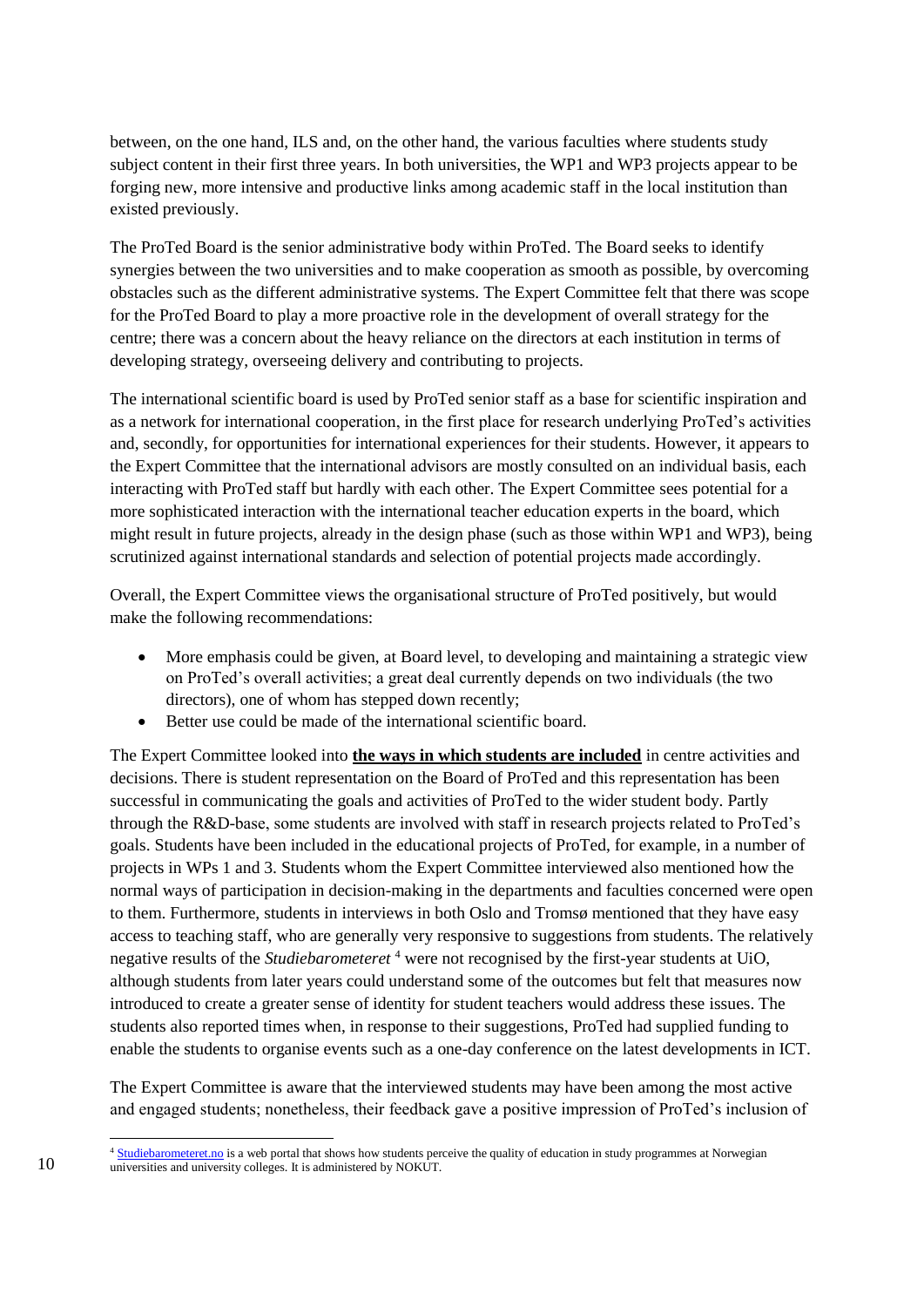between, on the one hand, ILS and, on the other hand, the various faculties where students study subject content in their first three years. In both universities, the WP1 and WP3 projects appear to be forging new, more intensive and productive links among academic staff in the local institution than existed previously.

The ProTed Board is the senior administrative body within ProTed. The Board seeks to identify synergies between the two universities and to make cooperation as smooth as possible, by overcoming obstacles such as the different administrative systems. The Expert Committee felt that there was scope for the ProTed Board to play a more proactive role in the development of overall strategy for the centre; there was a concern about the heavy reliance on the directors at each institution in terms of developing strategy, overseeing delivery and contributing to projects.

The international scientific board is used by ProTed senior staff as a base for scientific inspiration and as a network for international cooperation, in the first place for research underlying ProTed's activities and, secondly, for opportunities for international experiences for their students. However, it appears to the Expert Committee that the international advisors are mostly consulted on an individual basis, each interacting with ProTed staff but hardly with each other. The Expert Committee sees potential for a more sophisticated interaction with the international teacher education experts in the board, which might result in future projects, already in the design phase (such as those within WP1 and WP3), being scrutinized against international standards and selection of potential projects made accordingly.

Overall, the Expert Committee views the organisational structure of ProTed positively, but would make the following recommendations:

- More emphasis could be given, at Board level, to developing and maintaining a strategic view on ProTed's overall activities; a great deal currently depends on two individuals (the two directors), one of whom has stepped down recently;
- Better use could be made of the international scientific board.

The Expert Committee looked into **the ways in which students are included** in centre activities and decisions. There is student representation on the Board of ProTed and this representation has been successful in communicating the goals and activities of ProTed to the wider student body. Partly through the R&D-base, some students are involved with staff in research projects related to ProTed's goals. Students have been included in the educational projects of ProTed, for example, in a number of projects in WPs 1 and 3. Students whom the Expert Committee interviewed also mentioned how the normal ways of participation in decision-making in the departments and faculties concerned were open to them. Furthermore, students in interviews in both Oslo and Tromsø mentioned that they have easy access to teaching staff, who are generally very responsive to suggestions from students. The relatively negative results of the *Studiebarometeret* [4] were not recognised by the first-year students at UiO, although students from later years could understand some of the outcomes but felt that measures now introduced to create a greater sense of identity for student teachers would address these issues. The students also reported times when, in response to their suggestions, ProTed had supplied funding to enable the students to organise events such as a one-day conference on the latest developments in ICT.

The Expert Committee is aware that the interviewed students may have been among the most active and engaged students; nonetheless, their feedback gave a positive impression of ProTed's inclusion of

[4] Studiebarometeret.no is a web portal that shows how students perceive the quality of education in study programmes at Norwegian universities and university colleges. It is administered by NOKUT.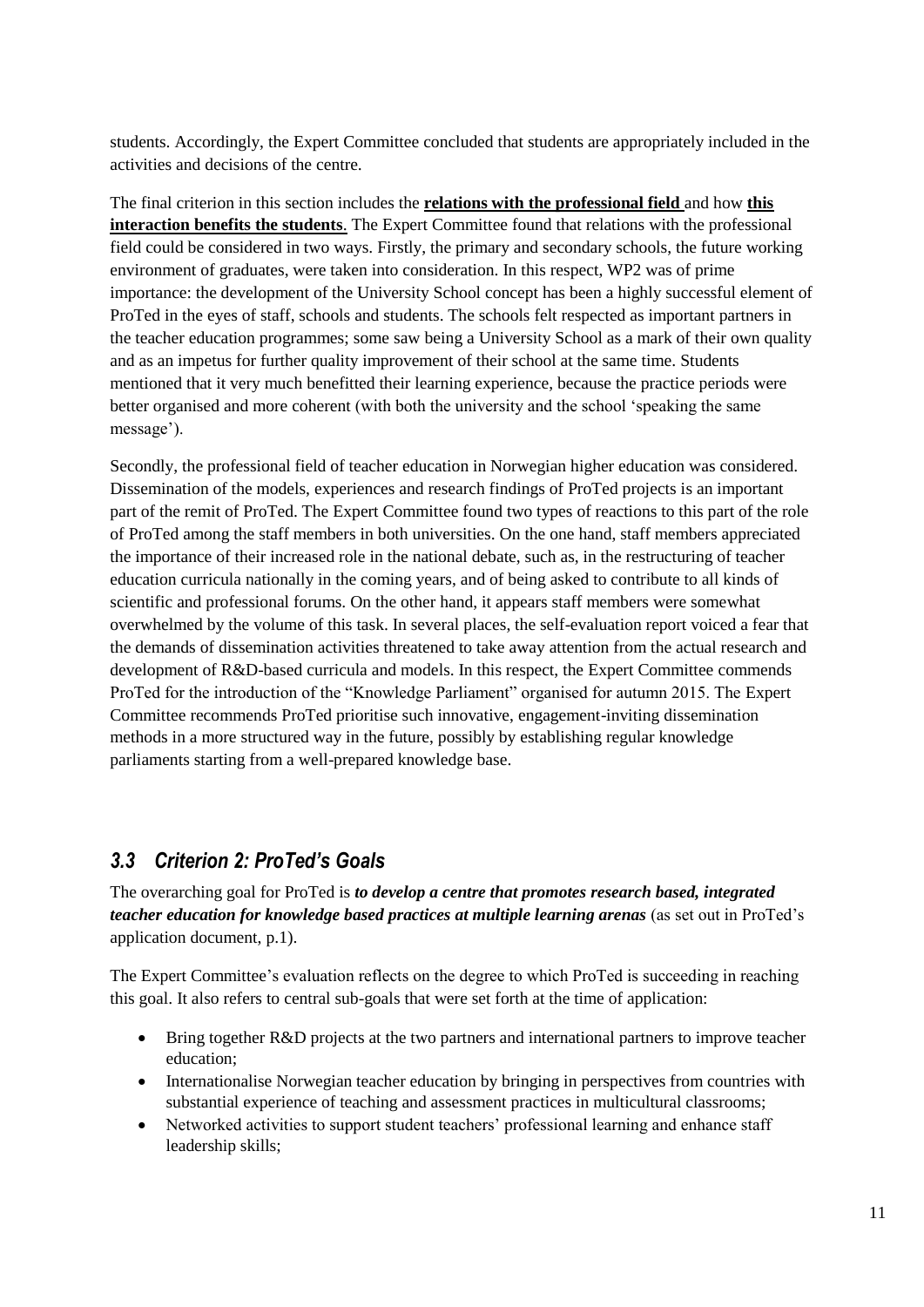students. Accordingly, the Expert Committee concluded that students are appropriately included in the activities and decisions of the centre.

The final criterion in this section includes the **relations with the professional field** and how **this interaction benefits the students**. The Expert Committee found that relations with the professional field could be considered in two ways. Firstly, the primary and secondary schools, the future working environment of graduates, were taken into consideration. In this respect, WP2 was of prime importance: the development of the University School concept has been a highly successful element of ProTed in the eyes of staff, schools and students. The schools felt respected as important partners in the teacher education programmes; some saw being a University School as a mark of their own quality and as an impetus for further quality improvement of their school at the same time. Students mentioned that it very much benefitted their learning experience, because the practice periods were better organised and more coherent (with both the university and the school 'speaking the same message').

Secondly, the professional field of teacher education in Norwegian higher education was considered. Dissemination of the models, experiences and research findings of ProTed projects is an important part of the remit of ProTed. The Expert Committee found two types of reactions to this part of the role of ProTed among the staff members in both universities. On the one hand, staff members appreciated the importance of their increased role in the national debate, such as, in the restructuring of teacher education curricula nationally in the coming years, and of being asked to contribute to all kinds of scientific and professional forums. On the other hand, it appears staff members were somewhat overwhelmed by the volume of this task. In several places, the self-evaluation report voiced a fear that the demands of dissemination activities threatened to take away attention from the actual research and development of R&D-based curricula and models. In this respect, the Expert Committee commends ProTed for the introduction of the "Knowledge Parliament" organised for autumn 2015. The Expert Committee recommends ProTed prioritise such innovative, engagement-inviting dissemination methods in a more structured way in the future, possibly by establishing regular knowledge parliaments starting from a well-prepared knowledge base.

## *3.3 Criterion 2: ProTed's Goals*

The overarching goal for ProTed is ***to develop a centre that promotes research based, integrated teacher education for knowledge based practices at multiple learning arenas*** (as set out in ProTed's application document, p.1).

The Expert Committee's evaluation reflects on the degree to which ProTed is succeeding in reaching this goal. It also refers to central sub-goals that were set forth at the time of application:

- Bring together R&D projects at the two partners and international partners to improve teacher education;
- Internationalise Norwegian teacher education by bringing in perspectives from countries with substantial experience of teaching and assessment practices in multicultural classrooms;
- Networked activities to support student teachers' professional learning and enhance staff leadership skills;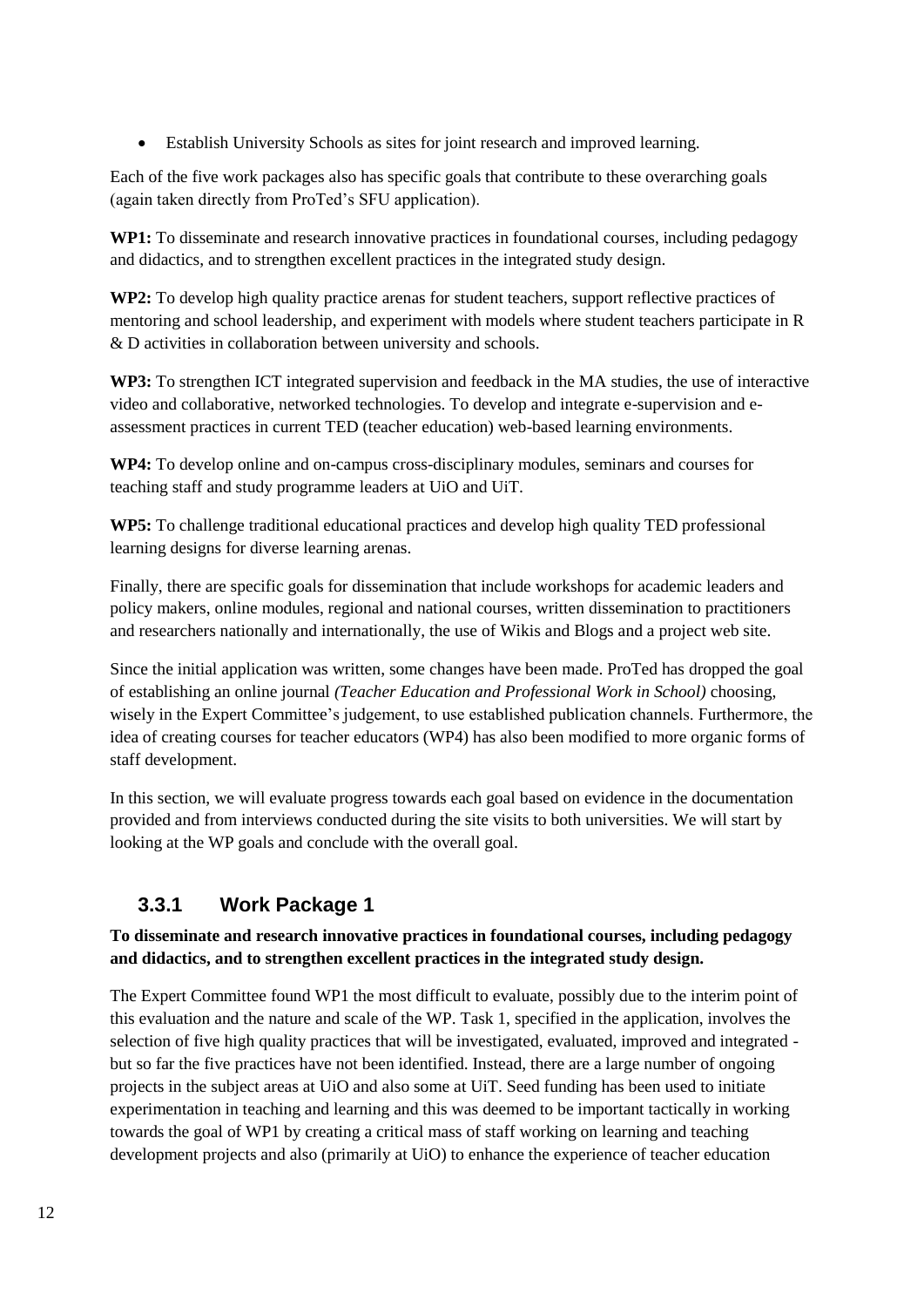- Establish University Schools as sites for joint research and improved learning.

Each of the five work packages also has specific goals that contribute to these overarching goals (again taken directly from ProTed's SFU application).

**WP1:** To disseminate and research innovative practices in foundational courses, including pedagogy and didactics, and to strengthen excellent practices in the integrated study design.

**WP2:** To develop high quality practice arenas for student teachers, support reflective practices of mentoring and school leadership, and experiment with models where student teachers participate in R & D activities in collaboration between university and schools.

**WP3:** To strengthen ICT integrated supervision and feedback in the MA studies, the use of interactive video and collaborative, networked technologies. To develop and integrate e-supervision and e-assessment practices in current TED (teacher education) web-based learning environments.

**WP4:** To develop online and on-campus cross-disciplinary modules, seminars and courses for teaching staff and study programme leaders at UiO and UiT.

**WP5:** To challenge traditional educational practices and develop high quality TED professional learning designs for diverse learning arenas.

Finally, there are specific goals for dissemination that include workshops for academic leaders and policy makers, online modules, regional and national courses, written dissemination to practitioners and researchers nationally and internationally, the use of Wikis and Blogs and a project web site.

Since the initial application was written, some changes have been made. ProTed has dropped the goal of establishing an online journal *(Teacher Education and Professional Work in School)* choosing, wisely in the Expert Committee's judgement, to use established publication channels. Furthermore, the idea of creating courses for teacher educators (WP4) has also been modified to more organic forms of staff development.

In this section, we will evaluate progress towards each goal based on evidence in the documentation provided and from interviews conducted during the site visits to both universities. We will start by looking at the WP goals and conclude with the overall goal.

### 3.3.1 Work Package 1

**To disseminate and research innovative practices in foundational courses, including pedagogy and didactics, and to strengthen excellent practices in the integrated study design.**

The Expert Committee found WP1 the most difficult to evaluate, possibly due to the interim point of this evaluation and the nature and scale of the WP. Task 1, specified in the application, involves the selection of five high quality practices that will be investigated, evaluated, improved and integrated - but so far the five practices have not been identified. Instead, there are a large number of ongoing projects in the subject areas at UiO and also some at UiT. Seed funding has been used to initiate experimentation in teaching and learning and this was deemed to be important tactically in working towards the goal of WP1 by creating a critical mass of staff working on learning and teaching development projects and also (primarily at UiO) to enhance the experience of teacher education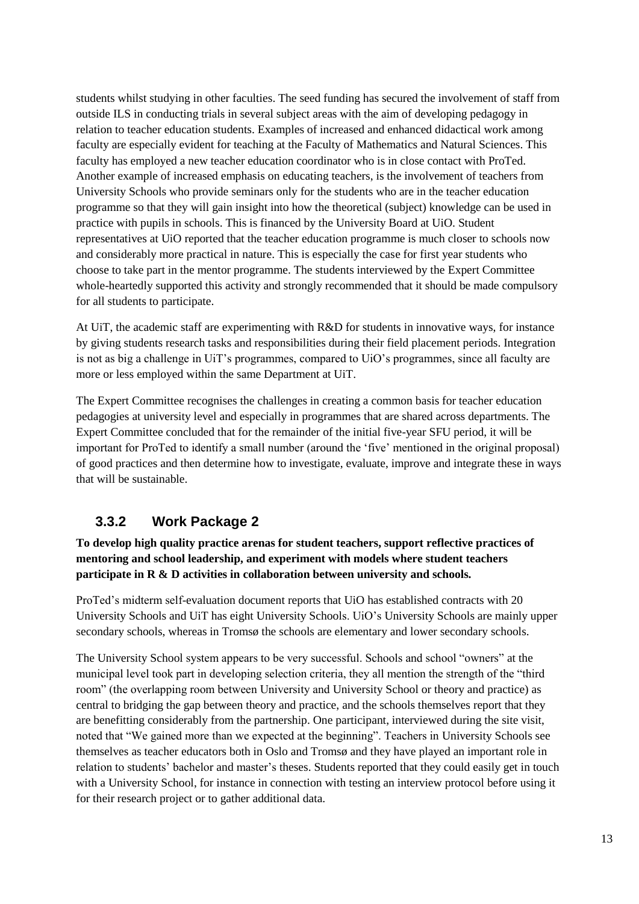students whilst studying in other faculties. The seed funding has secured the involvement of staff from outside ILS in conducting trials in several subject areas with the aim of developing pedagogy in relation to teacher education students. Examples of increased and enhanced didactical work among faculty are especially evident for teaching at the Faculty of Mathematics and Natural Sciences. This faculty has employed a new teacher education coordinator who is in close contact with ProTed. Another example of increased emphasis on educating teachers, is the involvement of teachers from University Schools who provide seminars only for the students who are in the teacher education programme so that they will gain insight into how the theoretical (subject) knowledge can be used in practice with pupils in schools. This is financed by the University Board at UiO. Student representatives at UiO reported that the teacher education programme is much closer to schools now and considerably more practical in nature. This is especially the case for first year students who choose to take part in the mentor programme. The students interviewed by the Expert Committee whole-heartedly supported this activity and strongly recommended that it should be made compulsory for all students to participate.

At UiT, the academic staff are experimenting with R&D for students in innovative ways, for instance by giving students research tasks and responsibilities during their field placement periods. Integration is not as big a challenge in UiT's programmes, compared to UiO's programmes, since all faculty are more or less employed within the same Department at UiT.

The Expert Committee recognises the challenges in creating a common basis for teacher education pedagogies at university level and especially in programmes that are shared across departments. The Expert Committee concluded that for the remainder of the initial five-year SFU period, it will be important for ProTed to identify a small number (around the 'five' mentioned in the original proposal) of good practices and then determine how to investigate, evaluate, improve and integrate these in ways that will be sustainable.

### 3.3.2 Work Package 2

**To develop high quality practice arenas for student teachers, support reflective practices of mentoring and school leadership, and experiment with models where student teachers participate in R & D activities in collaboration between university and schools.**

ProTed's midterm self-evaluation document reports that UiO has established contracts with 20 University Schools and UiT has eight University Schools. UiO's University Schools are mainly upper secondary schools, whereas in Tromsø the schools are elementary and lower secondary schools.

The University School system appears to be very successful. Schools and school "owners" at the municipal level took part in developing selection criteria, they all mention the strength of the "third room" (the overlapping room between University and University School or theory and practice) as central to bridging the gap between theory and practice, and the schools themselves report that they are benefitting considerably from the partnership. One participant, interviewed during the site visit, noted that "We gained more than we expected at the beginning". Teachers in University Schools see themselves as teacher educators both in Oslo and Tromsø and they have played an important role in relation to students' bachelor and master's theses. Students reported that they could easily get in touch with a University School, for instance in connection with testing an interview protocol before using it for their research project or to gather additional data.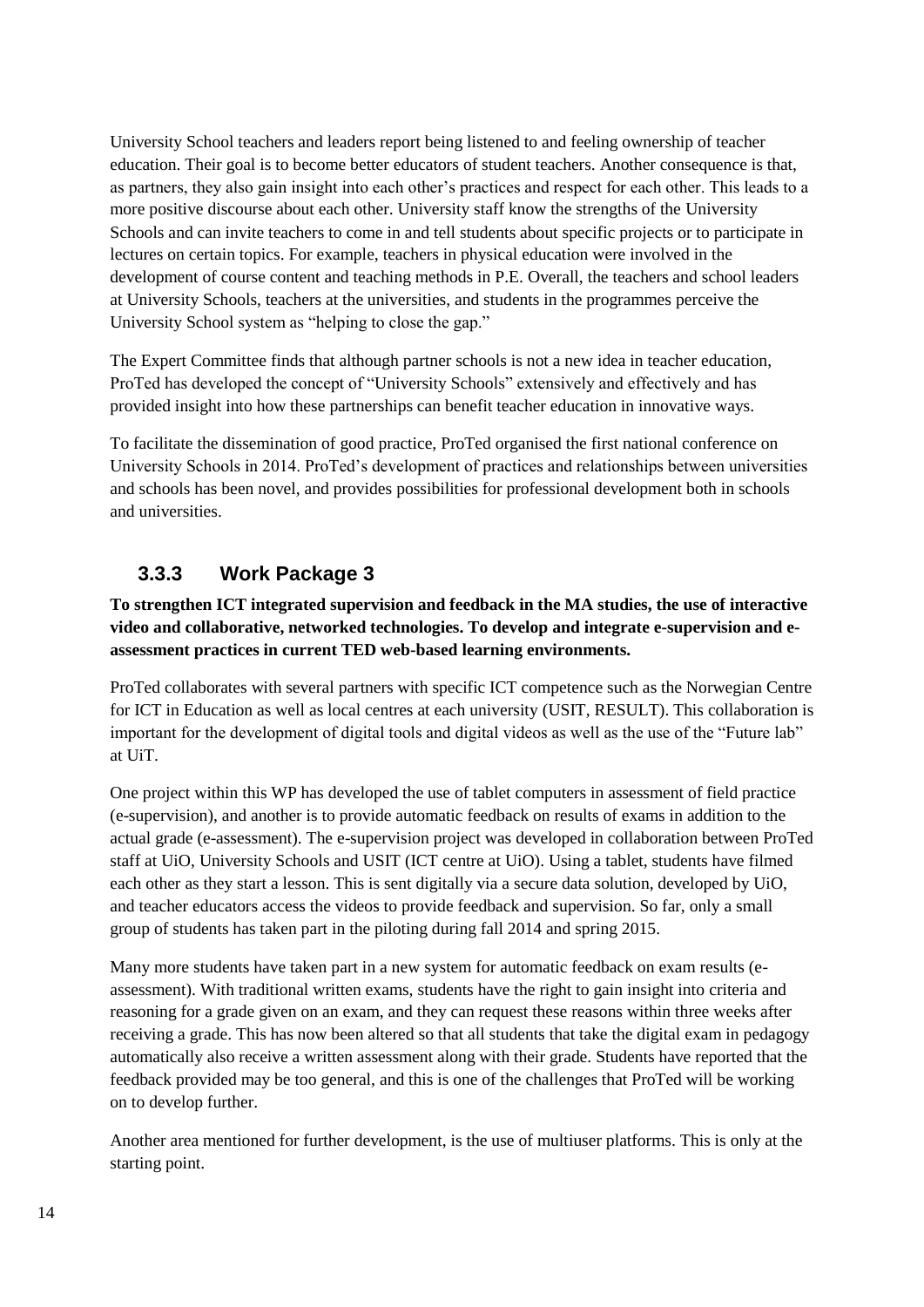University School teachers and leaders report being listened to and feeling ownership of teacher education. Their goal is to become better educators of student teachers. Another consequence is that, as partners, they also gain insight into each other's practices and respect for each other. This leads to a more positive discourse about each other. University staff know the strengths of the University Schools and can invite teachers to come in and tell students about specific projects or to participate in lectures on certain topics. For example, teachers in physical education were involved in the development of course content and teaching methods in P.E. Overall, the teachers and school leaders at University Schools, teachers at the universities, and students in the programmes perceive the University School system as "helping to close the gap."

The Expert Committee finds that although partner schools is not a new idea in teacher education, ProTed has developed the concept of "University Schools" extensively and effectively and has provided insight into how these partnerships can benefit teacher education in innovative ways.

To facilitate the dissemination of good practice, ProTed organised the first national conference on University Schools in 2014. ProTed's development of practices and relationships between universities and schools has been novel, and provides possibilities for professional development both in schools and universities.

### 3.3.3 Work Package 3

**To strengthen ICT integrated supervision and feedback in the MA studies, the use of interactive video and collaborative, networked technologies. To develop and integrate e-supervision and e-assessment practices in current TED web-based learning environments.**

ProTed collaborates with several partners with specific ICT competence such as the Norwegian Centre for ICT in Education as well as local centres at each university (USIT, RESULT). This collaboration is important for the development of digital tools and digital videos as well as the use of the "Future lab" at UiT.

One project within this WP has developed the use of tablet computers in assessment of field practice (e-supervision), and another is to provide automatic feedback on results of exams in addition to the actual grade (e-assessment). The e-supervision project was developed in collaboration between ProTed staff at UiO, University Schools and USIT (ICT centre at UiO). Using a tablet, students have filmed each other as they start a lesson. This is sent digitally via a secure data solution, developed by UiO, and teacher educators access the videos to provide feedback and supervision. So far, only a small group of students has taken part in the piloting during fall 2014 and spring 2015.

Many more students have taken part in a new system for automatic feedback on exam results (e-assessment). With traditional written exams, students have the right to gain insight into criteria and reasoning for a grade given on an exam, and they can request these reasons within three weeks after receiving a grade. This has now been altered so that all students that take the digital exam in pedagogy automatically also receive a written assessment along with their grade. Students have reported that the feedback provided may be too general, and this is one of the challenges that ProTed will be working on to develop further.

Another area mentioned for further development, is the use of multiuser platforms. This is only at the starting point.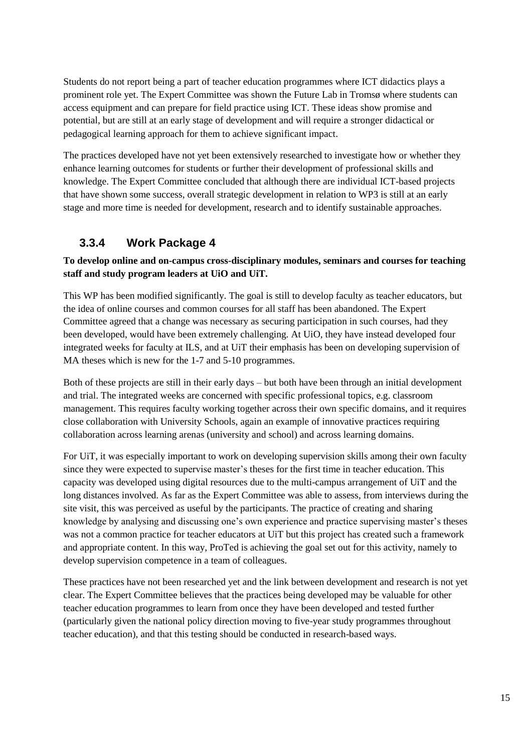Students do not report being a part of teacher education programmes where ICT didactics plays a prominent role yet. The Expert Committee was shown the Future Lab in Tromsø where students can access equipment and can prepare for field practice using ICT. These ideas show promise and potential, but are still at an early stage of development and will require a stronger didactical or pedagogical learning approach for them to achieve significant impact.

The practices developed have not yet been extensively researched to investigate how or whether they enhance learning outcomes for students or further their development of professional skills and knowledge. The Expert Committee concluded that although there are individual ICT-based projects that have shown some success, overall strategic development in relation to WP3 is still at an early stage and more time is needed for development, research and to identify sustainable approaches.

### 3.3.4 Work Package 4

**To develop online and on-campus cross-disciplinary modules, seminars and courses for teaching staff and study program leaders at UiO and UiT.**

This WP has been modified significantly. The goal is still to develop faculty as teacher educators, but the idea of online courses and common courses for all staff has been abandoned. The Expert Committee agreed that a change was necessary as securing participation in such courses, had they been developed, would have been extremely challenging. At UiO, they have instead developed four integrated weeks for faculty at ILS, and at UiT their emphasis has been on developing supervision of MA theses which is new for the 1-7 and 5-10 programmes.

Both of these projects are still in their early days – but both have been through an initial development and trial. The integrated weeks are concerned with specific professional topics, e.g. classroom management. This requires faculty working together across their own specific domains, and it requires close collaboration with University Schools, again an example of innovative practices requiring collaboration across learning arenas (university and school) and across learning domains.

For UiT, it was especially important to work on developing supervision skills among their own faculty since they were expected to supervise master's theses for the first time in teacher education. This capacity was developed using digital resources due to the multi-campus arrangement of UiT and the long distances involved. As far as the Expert Committee was able to assess, from interviews during the site visit, this was perceived as useful by the participants. The practice of creating and sharing knowledge by analysing and discussing one's own experience and practice supervising master's theses was not a common practice for teacher educators at UiT but this project has created such a framework and appropriate content. In this way, ProTed is achieving the goal set out for this activity, namely to develop supervision competence in a team of colleagues.

These practices have not been researched yet and the link between development and research is not yet clear. The Expert Committee believes that the practices being developed may be valuable for other teacher education programmes to learn from once they have been developed and tested further (particularly given the national policy direction moving to five-year study programmes throughout teacher education), and that this testing should be conducted in research-based ways.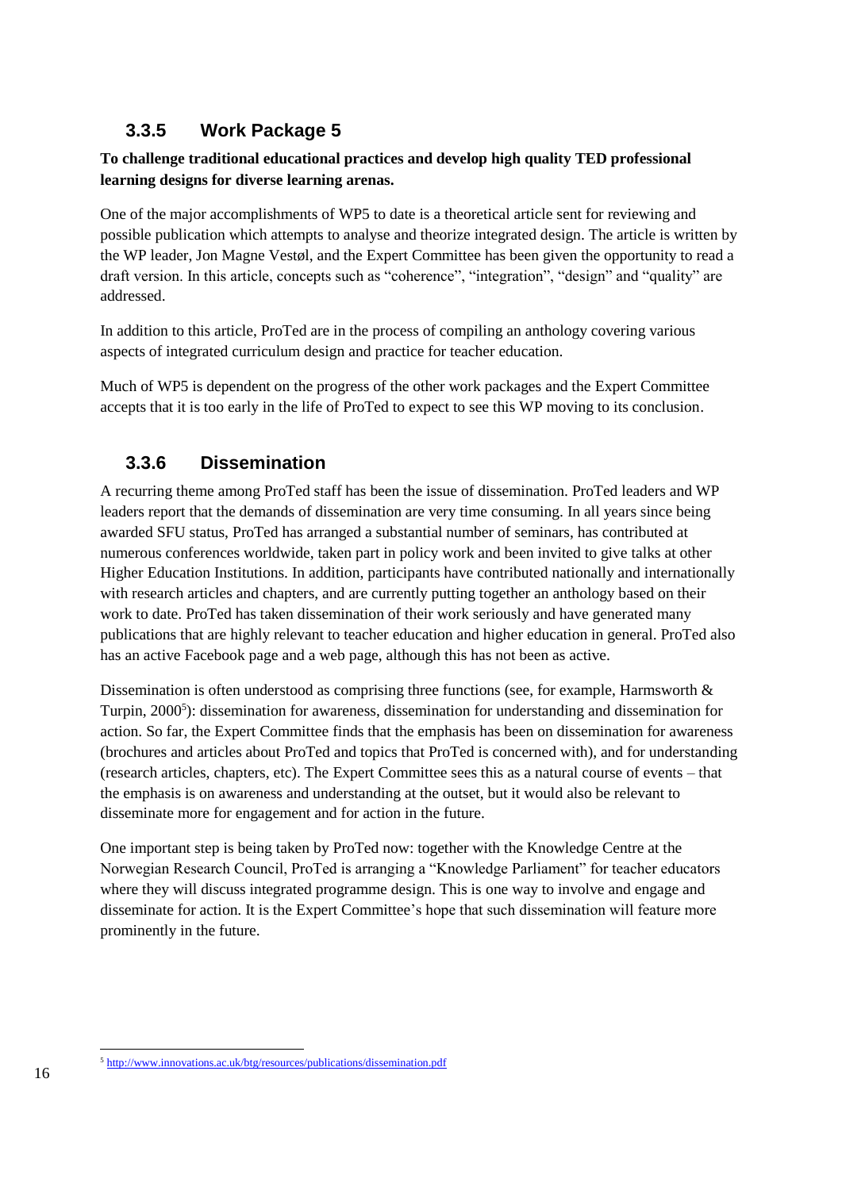### 3.3.5 Work Package 5

**To challenge traditional educational practices and develop high quality TED professional learning designs for diverse learning arenas.**

One of the major accomplishments of WP5 to date is a theoretical article sent for reviewing and possible publication which attempts to analyse and theorize integrated design. The article is written by the WP leader, Jon Magne Vestøl, and the Expert Committee has been given the opportunity to read a draft version. In this article, concepts such as "coherence", "integration", "design" and "quality" are addressed.

In addition to this article, ProTed are in the process of compiling an anthology covering various aspects of integrated curriculum design and practice for teacher education.

Much of WP5 is dependent on the progress of the other work packages and the Expert Committee accepts that it is too early in the life of ProTed to expect to see this WP moving to its conclusion.

### 3.3.6 Dissemination

A recurring theme among ProTed staff has been the issue of dissemination. ProTed leaders and WP leaders report that the demands of dissemination are very time consuming. In all years since being awarded SFU status, ProTed has arranged a substantial number of seminars, has contributed at numerous conferences worldwide, taken part in policy work and been invited to give talks at other Higher Education Institutions. In addition, participants have contributed nationally and internationally with research articles and chapters, and are currently putting together an anthology based on their work to date. ProTed has taken dissemination of their work seriously and have generated many publications that are highly relevant to teacher education and higher education in general. ProTed also has an active Facebook page and a web page, although this has not been as active.

Dissemination is often understood as comprising three functions (see, for example, Harmsworth & Turpin, 2000[5]): dissemination for awareness, dissemination for understanding and dissemination for action. So far, the Expert Committee finds that the emphasis has been on dissemination for awareness (brochures and articles about ProTed and topics that ProTed is concerned with), and for understanding (research articles, chapters, etc). The Expert Committee sees this as a natural course of events – that the emphasis is on awareness and understanding at the outset, but it would also be relevant to disseminate more for engagement and for action in the future.

One important step is being taken by ProTed now: together with the Knowledge Centre at the Norwegian Research Council, ProTed is arranging a "Knowledge Parliament" for teacher educators where they will discuss integrated programme design. This is one way to involve and engage and disseminate for action. It is the Expert Committee's hope that such dissemination will feature more prominently in the future.

[5] http://www.innovations.ac.uk/btg/resources/publications/dissemination.pdf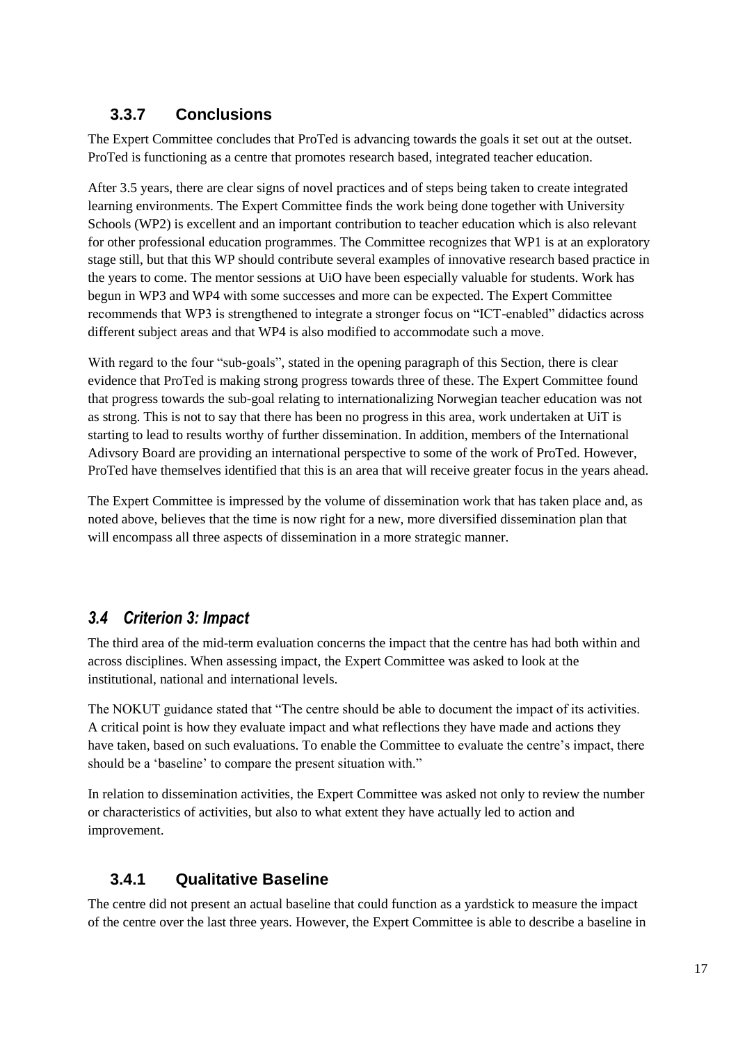### 3.3.7 Conclusions

The Expert Committee concludes that ProTed is advancing towards the goals it set out at the outset. ProTed is functioning as a centre that promotes research based, integrated teacher education.

After 3.5 years, there are clear signs of novel practices and of steps being taken to create integrated learning environments. The Expert Committee finds the work being done together with University Schools (WP2) is excellent and an important contribution to teacher education which is also relevant for other professional education programmes. The Committee recognizes that WP1 is at an exploratory stage still, but that this WP should contribute several examples of innovative research based practice in the years to come. The mentor sessions at UiO have been especially valuable for students. Work has begun in WP3 and WP4 with some successes and more can be expected. The Expert Committee recommends that WP3 is strengthened to integrate a stronger focus on "ICT-enabled" didactics across different subject areas and that WP4 is also modified to accommodate such a move.

With regard to the four "sub-goals", stated in the opening paragraph of this Section, there is clear evidence that ProTed is making strong progress towards three of these. The Expert Committee found that progress towards the sub-goal relating to internationalizing Norwegian teacher education was not as strong. This is not to say that there has been no progress in this area, work undertaken at UiT is starting to lead to results worthy of further dissemination. In addition, members of the International Adivsory Board are providing an international perspective to some of the work of ProTed. However, ProTed have themselves identified that this is an area that will receive greater focus in the years ahead.

The Expert Committee is impressed by the volume of dissemination work that has taken place and, as noted above, believes that the time is now right for a new, more diversified dissemination plan that will encompass all three aspects of dissemination in a more strategic manner.

## *3.4 Criterion 3: Impact*

The third area of the mid-term evaluation concerns the impact that the centre has had both within and across disciplines. When assessing impact, the Expert Committee was asked to look at the institutional, national and international levels.

The NOKUT guidance stated that "The centre should be able to document the impact of its activities. A critical point is how they evaluate impact and what reflections they have made and actions they have taken, based on such evaluations. To enable the Committee to evaluate the centre's impact, there should be a 'baseline' to compare the present situation with."

In relation to dissemination activities, the Expert Committee was asked not only to review the number or characteristics of activities, but also to what extent they have actually led to action and improvement.

### 3.4.1 Qualitative Baseline

The centre did not present an actual baseline that could function as a yardstick to measure the impact of the centre over the last three years. However, the Expert Committee is able to describe a baseline in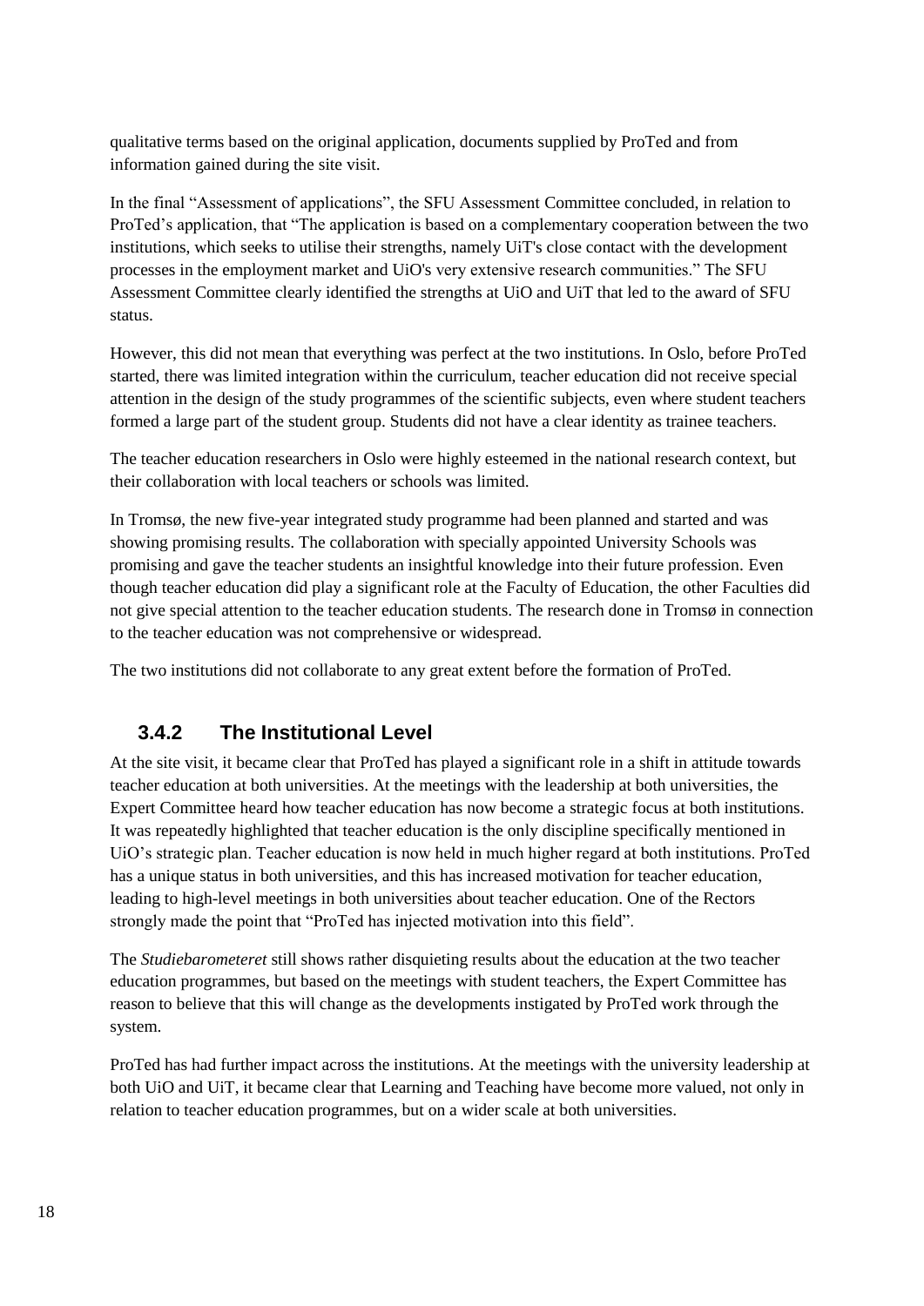qualitative terms based on the original application, documents supplied by ProTed and from information gained during the site visit.

In the final "Assessment of applications", the SFU Assessment Committee concluded, in relation to ProTed's application, that "The application is based on a complementary cooperation between the two institutions, which seeks to utilise their strengths, namely UiT's close contact with the development processes in the employment market and UiO's very extensive research communities." The SFU Assessment Committee clearly identified the strengths at UiO and UiT that led to the award of SFU status.

However, this did not mean that everything was perfect at the two institutions. In Oslo, before ProTed started, there was limited integration within the curriculum, teacher education did not receive special attention in the design of the study programmes of the scientific subjects, even where student teachers formed a large part of the student group. Students did not have a clear identity as trainee teachers.

The teacher education researchers in Oslo were highly esteemed in the national research context, but their collaboration with local teachers or schools was limited.

In Tromsø, the new five-year integrated study programme had been planned and started and was showing promising results. The collaboration with specially appointed University Schools was promising and gave the teacher students an insightful knowledge into their future profession. Even though teacher education did play a significant role at the Faculty of Education, the other Faculties did not give special attention to the teacher education students. The research done in Tromsø in connection to the teacher education was not comprehensive or widespread.

The two institutions did not collaborate to any great extent before the formation of ProTed.

### 3.4.2 The Institutional Level

At the site visit, it became clear that ProTed has played a significant role in a shift in attitude towards teacher education at both universities. At the meetings with the leadership at both universities, the Expert Committee heard how teacher education has now become a strategic focus at both institutions. It was repeatedly highlighted that teacher education is the only discipline specifically mentioned in UiO's strategic plan. Teacher education is now held in much higher regard at both institutions. ProTed has a unique status in both universities, and this has increased motivation for teacher education, leading to high-level meetings in both universities about teacher education. One of the Rectors strongly made the point that "ProTed has injected motivation into this field".

The *Studiebarometeret* still shows rather disquieting results about the education at the two teacher education programmes, but based on the meetings with student teachers, the Expert Committee has reason to believe that this will change as the developments instigated by ProTed work through the system.

ProTed has had further impact across the institutions. At the meetings with the university leadership at both UiO and UiT, it became clear that Learning and Teaching have become more valued, not only in relation to teacher education programmes, but on a wider scale at both universities.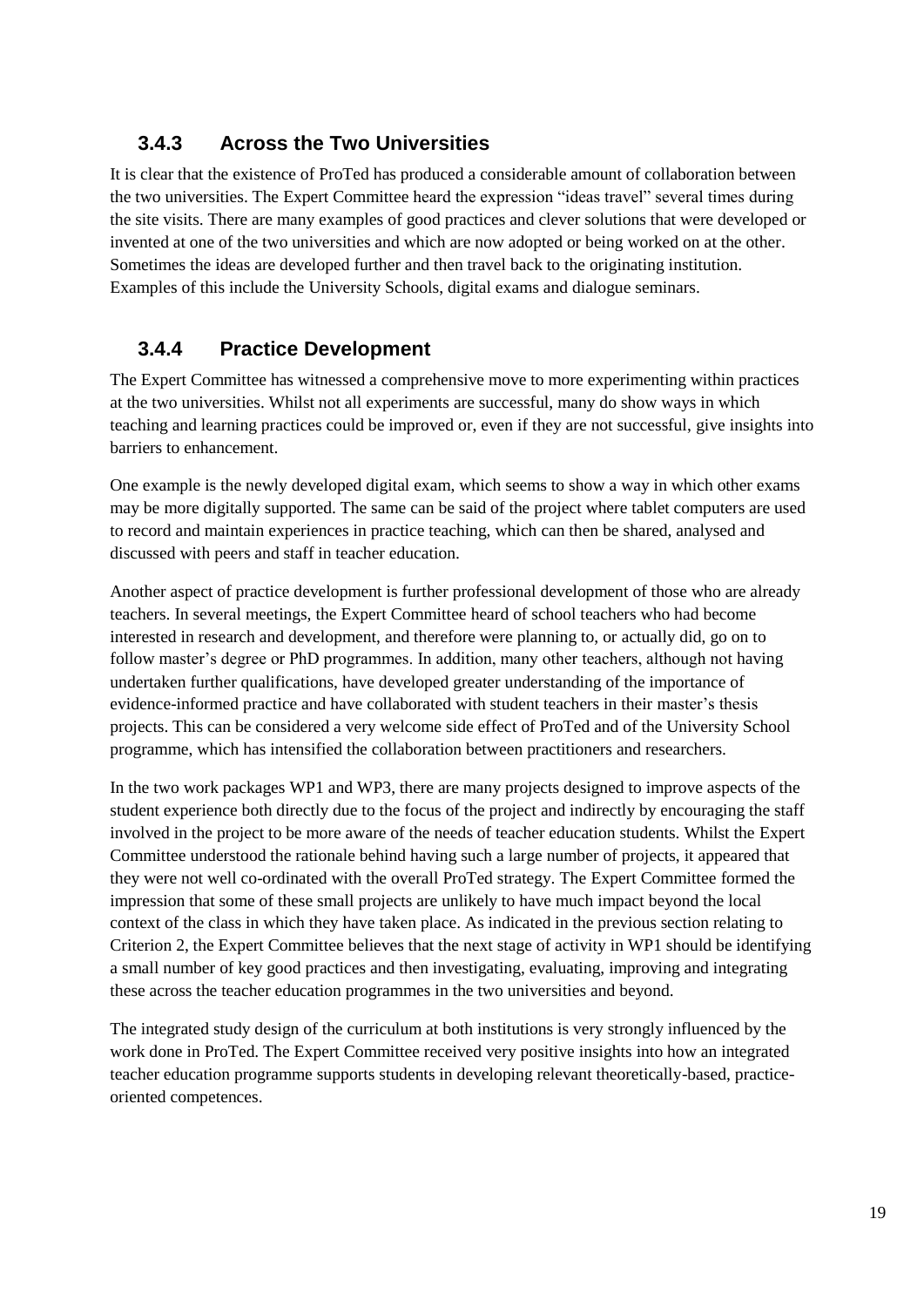### 3.4.3 Across the Two Universities

It is clear that the existence of ProTed has produced a considerable amount of collaboration between the two universities. The Expert Committee heard the expression "ideas travel" several times during the site visits. There are many examples of good practices and clever solutions that were developed or invented at one of the two universities and which are now adopted or being worked on at the other. Sometimes the ideas are developed further and then travel back to the originating institution. Examples of this include the University Schools, digital exams and dialogue seminars.

### 3.4.4 Practice Development

The Expert Committee has witnessed a comprehensive move to more experimenting within practices at the two universities. Whilst not all experiments are successful, many do show ways in which teaching and learning practices could be improved or, even if they are not successful, give insights into barriers to enhancement.

One example is the newly developed digital exam, which seems to show a way in which other exams may be more digitally supported. The same can be said of the project where tablet computers are used to record and maintain experiences in practice teaching, which can then be shared, analysed and discussed with peers and staff in teacher education.

Another aspect of practice development is further professional development of those who are already teachers. In several meetings, the Expert Committee heard of school teachers who had become interested in research and development, and therefore were planning to, or actually did, go on to follow master's degree or PhD programmes. In addition, many other teachers, although not having undertaken further qualifications, have developed greater understanding of the importance of evidence-informed practice and have collaborated with student teachers in their master's thesis projects. This can be considered a very welcome side effect of ProTed and of the University School programme, which has intensified the collaboration between practitioners and researchers.

In the two work packages WP1 and WP3, there are many projects designed to improve aspects of the student experience both directly due to the focus of the project and indirectly by encouraging the staff involved in the project to be more aware of the needs of teacher education students. Whilst the Expert Committee understood the rationale behind having such a large number of projects, it appeared that they were not well co-ordinated with the overall ProTed strategy. The Expert Committee formed the impression that some of these small projects are unlikely to have much impact beyond the local context of the class in which they have taken place. As indicated in the previous section relating to Criterion 2, the Expert Committee believes that the next stage of activity in WP1 should be identifying a small number of key good practices and then investigating, evaluating, improving and integrating these across the teacher education programmes in the two universities and beyond.

The integrated study design of the curriculum at both institutions is very strongly influenced by the work done in ProTed. The Expert Committee received very positive insights into how an integrated teacher education programme supports students in developing relevant theoretically-based, practice-oriented competences.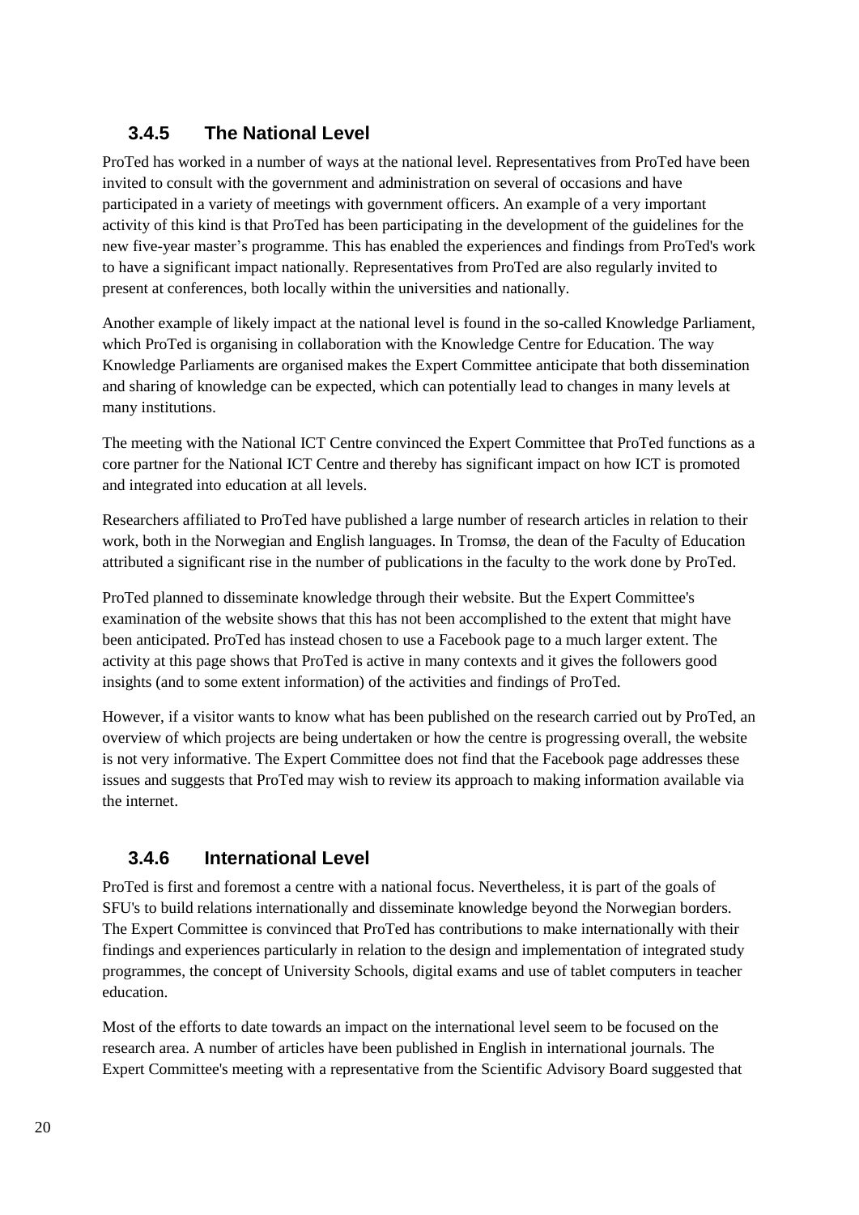### 3.4.5 The National Level

ProTed has worked in a number of ways at the national level. Representatives from ProTed have been invited to consult with the government and administration on several of occasions and have participated in a variety of meetings with government officers. An example of a very important activity of this kind is that ProTed has been participating in the development of the guidelines for the new five-year master's programme. This has enabled the experiences and findings from ProTed's work to have a significant impact nationally. Representatives from ProTed are also regularly invited to present at conferences, both locally within the universities and nationally.

Another example of likely impact at the national level is found in the so-called Knowledge Parliament, which ProTed is organising in collaboration with the Knowledge Centre for Education. The way Knowledge Parliaments are organised makes the Expert Committee anticipate that both dissemination and sharing of knowledge can be expected, which can potentially lead to changes in many levels at many institutions.

The meeting with the National ICT Centre convinced the Expert Committee that ProTed functions as a core partner for the National ICT Centre and thereby has significant impact on how ICT is promoted and integrated into education at all levels.

Researchers affiliated to ProTed have published a large number of research articles in relation to their work, both in the Norwegian and English languages. In Tromsø, the dean of the Faculty of Education attributed a significant rise in the number of publications in the faculty to the work done by ProTed.

ProTed planned to disseminate knowledge through their website. But the Expert Committee's examination of the website shows that this has not been accomplished to the extent that might have been anticipated. ProTed has instead chosen to use a Facebook page to a much larger extent. The activity at this page shows that ProTed is active in many contexts and it gives the followers good insights (and to some extent information) of the activities and findings of ProTed.

However, if a visitor wants to know what has been published on the research carried out by ProTed, an overview of which projects are being undertaken or how the centre is progressing overall, the website is not very informative. The Expert Committee does not find that the Facebook page addresses these issues and suggests that ProTed may wish to review its approach to making information available via the internet.

### 3.4.6 International Level

ProTed is first and foremost a centre with a national focus. Nevertheless, it is part of the goals of SFU's to build relations internationally and disseminate knowledge beyond the Norwegian borders. The Expert Committee is convinced that ProTed has contributions to make internationally with their findings and experiences particularly in relation to the design and implementation of integrated study programmes, the concept of University Schools, digital exams and use of tablet computers in teacher education.

Most of the efforts to date towards an impact on the international level seem to be focused on the research area. A number of articles have been published in English in international journals. The Expert Committee's meeting with a representative from the Scientific Advisory Board suggested that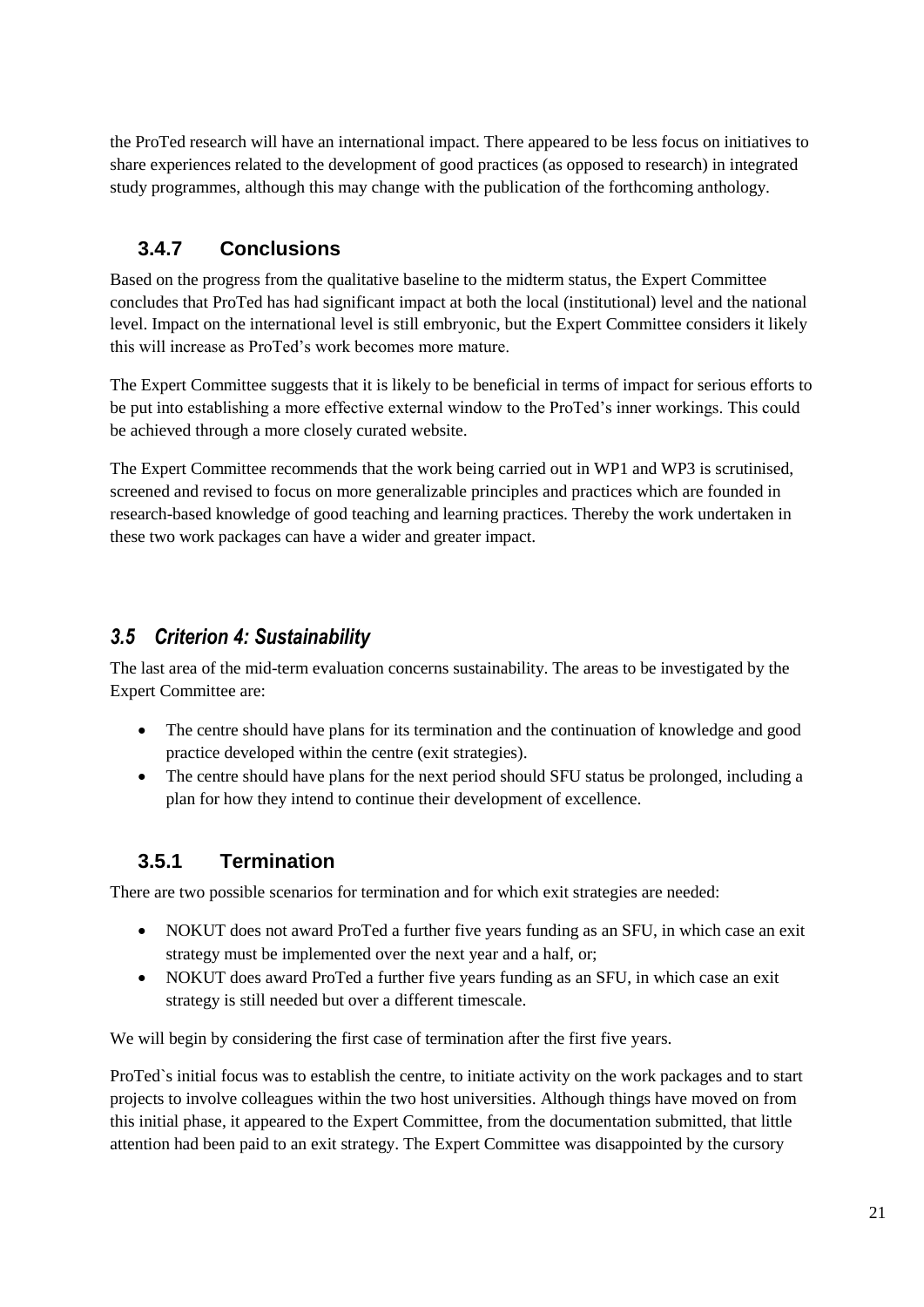the ProTed research will have an international impact. There appeared to be less focus on initiatives to share experiences related to the development of good practices (as opposed to research) in integrated study programmes, although this may change with the publication of the forthcoming anthology.

### 3.4.7 Conclusions

Based on the progress from the qualitative baseline to the midterm status, the Expert Committee concludes that ProTed has had significant impact at both the local (institutional) level and the national level. Impact on the international level is still embryonic, but the Expert Committee considers it likely this will increase as ProTed's work becomes more mature.

The Expert Committee suggests that it is likely to be beneficial in terms of impact for serious efforts to be put into establishing a more effective external window to the ProTed's inner workings. This could be achieved through a more closely curated website.

The Expert Committee recommends that the work being carried out in WP1 and WP3 is scrutinised, screened and revised to focus on more generalizable principles and practices which are founded in research-based knowledge of good teaching and learning practices. Thereby the work undertaken in these two work packages can have a wider and greater impact.

## *3.5 Criterion 4: Sustainability*

The last area of the mid-term evaluation concerns sustainability. The areas to be investigated by the Expert Committee are:

- The centre should have plans for its termination and the continuation of knowledge and good practice developed within the centre (exit strategies).
- The centre should have plans for the next period should SFU status be prolonged, including a plan for how they intend to continue their development of excellence.

### 3.5.1 Termination

There are two possible scenarios for termination and for which exit strategies are needed:

- NOKUT does not award ProTed a further five years funding as an SFU, in which case an exit strategy must be implemented over the next year and a half, or;
- NOKUT does award ProTed a further five years funding as an SFU, in which case an exit strategy is still needed but over a different timescale.

We will begin by considering the first case of termination after the first five years.

ProTed`s initial focus was to establish the centre, to initiate activity on the work packages and to start projects to involve colleagues within the two host universities. Although things have moved on from this initial phase, it appeared to the Expert Committee, from the documentation submitted, that little attention had been paid to an exit strategy. The Expert Committee was disappointed by the cursory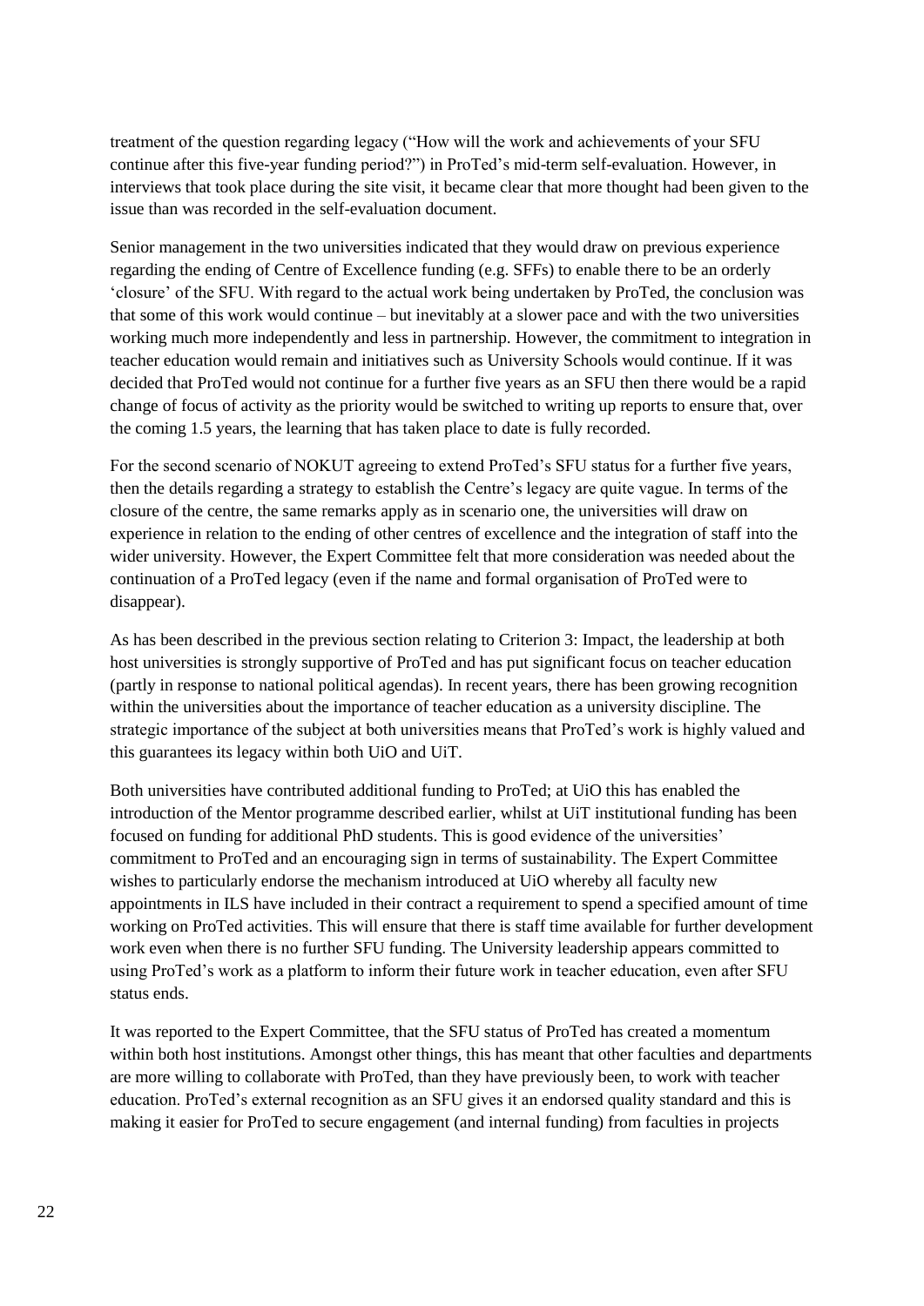treatment of the question regarding legacy ("How will the work and achievements of your SFU continue after this five-year funding period?") in ProTed's mid-term self-evaluation. However, in interviews that took place during the site visit, it became clear that more thought had been given to the issue than was recorded in the self-evaluation document.

Senior management in the two universities indicated that they would draw on previous experience regarding the ending of Centre of Excellence funding (e.g. SFFs) to enable there to be an orderly 'closure' of the SFU. With regard to the actual work being undertaken by ProTed, the conclusion was that some of this work would continue – but inevitably at a slower pace and with the two universities working much more independently and less in partnership. However, the commitment to integration in teacher education would remain and initiatives such as University Schools would continue. If it was decided that ProTed would not continue for a further five years as an SFU then there would be a rapid change of focus of activity as the priority would be switched to writing up reports to ensure that, over the coming 1.5 years, the learning that has taken place to date is fully recorded.

For the second scenario of NOKUT agreeing to extend ProTed's SFU status for a further five years, then the details regarding a strategy to establish the Centre's legacy are quite vague. In terms of the closure of the centre, the same remarks apply as in scenario one, the universities will draw on experience in relation to the ending of other centres of excellence and the integration of staff into the wider university. However, the Expert Committee felt that more consideration was needed about the continuation of a ProTed legacy (even if the name and formal organisation of ProTed were to disappear).

As has been described in the previous section relating to Criterion 3: Impact, the leadership at both host universities is strongly supportive of ProTed and has put significant focus on teacher education (partly in response to national political agendas). In recent years, there has been growing recognition within the universities about the importance of teacher education as a university discipline. The strategic importance of the subject at both universities means that ProTed's work is highly valued and this guarantees its legacy within both UiO and UiT.

Both universities have contributed additional funding to ProTed; at UiO this has enabled the introduction of the Mentor programme described earlier, whilst at UiT institutional funding has been focused on funding for additional PhD students. This is good evidence of the universities' commitment to ProTed and an encouraging sign in terms of sustainability. The Expert Committee wishes to particularly endorse the mechanism introduced at UiO whereby all faculty new appointments in ILS have included in their contract a requirement to spend a specified amount of time working on ProTed activities. This will ensure that there is staff time available for further development work even when there is no further SFU funding. The University leadership appears committed to using ProTed's work as a platform to inform their future work in teacher education, even after SFU status ends.

It was reported to the Expert Committee, that the SFU status of ProTed has created a momentum within both host institutions. Amongst other things, this has meant that other faculties and departments are more willing to collaborate with ProTed, than they have previously been, to work with teacher education. ProTed's external recognition as an SFU gives it an endorsed quality standard and this is making it easier for ProTed to secure engagement (and internal funding) from faculties in projects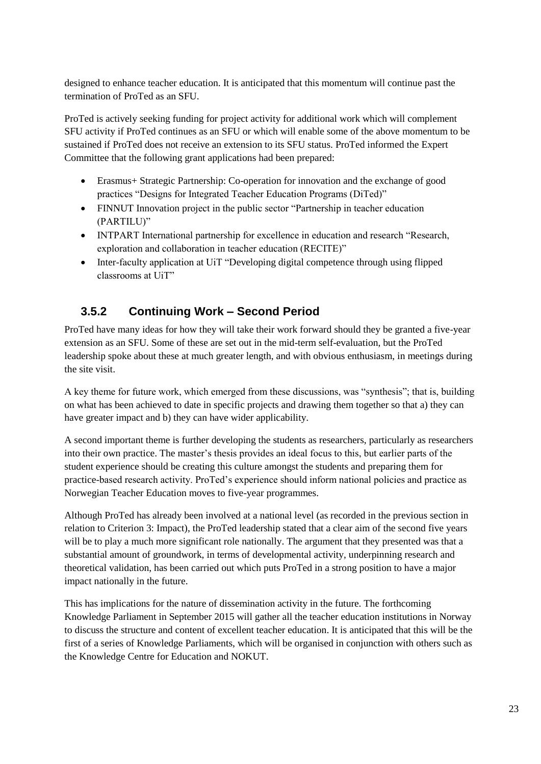designed to enhance teacher education. It is anticipated that this momentum will continue past the termination of ProTed as an SFU.

ProTed is actively seeking funding for project activity for additional work which will complement SFU activity if ProTed continues as an SFU or which will enable some of the above momentum to be sustained if ProTed does not receive an extension to its SFU status. ProTed informed the Expert Committee that the following grant applications had been prepared:

- Erasmus+ Strategic Partnership: Co-operation for innovation and the exchange of good practices "Designs for Integrated Teacher Education Programs (DiTed)"
- FINNUT Innovation project in the public sector "Partnership in teacher education (PARTILU)"
- INTPART International partnership for excellence in education and research "Research, exploration and collaboration in teacher education (RECITE)"
- Inter-faculty application at UiT "Developing digital competence through using flipped classrooms at UiT"

### 3.5.2 Continuing Work – Second Period

ProTed have many ideas for how they will take their work forward should they be granted a five-year extension as an SFU. Some of these are set out in the mid-term self-evaluation, but the ProTed leadership spoke about these at much greater length, and with obvious enthusiasm, in meetings during the site visit.

A key theme for future work, which emerged from these discussions, was "synthesis"; that is, building on what has been achieved to date in specific projects and drawing them together so that a) they can have greater impact and b) they can have wider applicability.

A second important theme is further developing the students as researchers, particularly as researchers into their own practice. The master's thesis provides an ideal focus to this, but earlier parts of the student experience should be creating this culture amongst the students and preparing them for practice-based research activity. ProTed's experience should inform national policies and practice as Norwegian Teacher Education moves to five-year programmes.

Although ProTed has already been involved at a national level (as recorded in the previous section in relation to Criterion 3: Impact), the ProTed leadership stated that a clear aim of the second five years will be to play a much more significant role nationally. The argument that they presented was that a substantial amount of groundwork, in terms of developmental activity, underpinning research and theoretical validation, has been carried out which puts ProTed in a strong position to have a major impact nationally in the future.

This has implications for the nature of dissemination activity in the future. The forthcoming Knowledge Parliament in September 2015 will gather all the teacher education institutions in Norway to discuss the structure and content of excellent teacher education. It is anticipated that this will be the first of a series of Knowledge Parliaments, which will be organised in conjunction with others such as the Knowledge Centre for Education and NOKUT.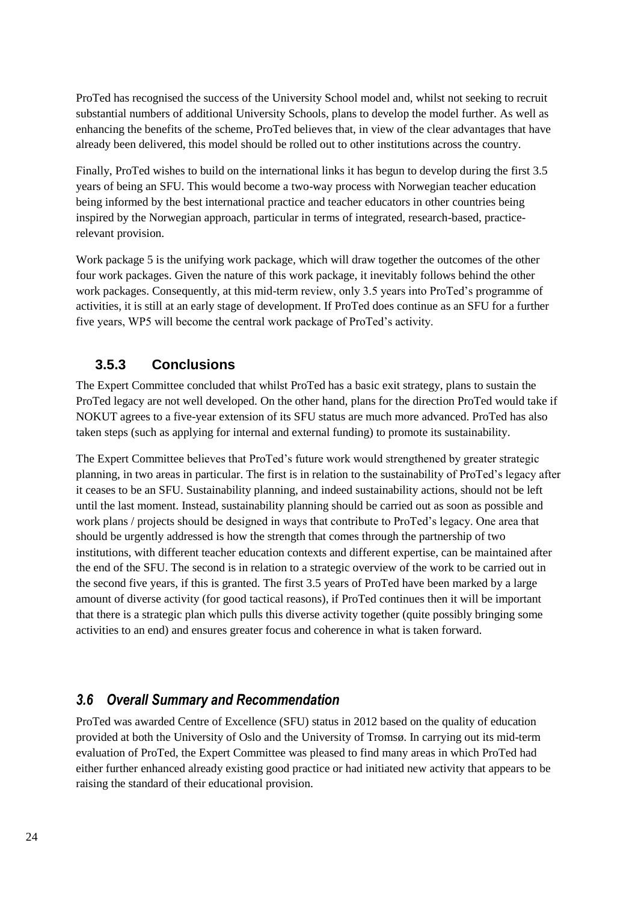ProTed has recognised the success of the University School model and, whilst not seeking to recruit substantial numbers of additional University Schools, plans to develop the model further. As well as enhancing the benefits of the scheme, ProTed believes that, in view of the clear advantages that have already been delivered, this model should be rolled out to other institutions across the country.

Finally, ProTed wishes to build on the international links it has begun to develop during the first 3.5 years of being an SFU. This would become a two-way process with Norwegian teacher education being informed by the best international practice and teacher educators in other countries being inspired by the Norwegian approach, particular in terms of integrated, research-based, practice-relevant provision.

Work package 5 is the unifying work package, which will draw together the outcomes of the other four work packages. Given the nature of this work package, it inevitably follows behind the other work packages. Consequently, at this mid-term review, only 3.5 years into ProTed's programme of activities, it is still at an early stage of development. If ProTed does continue as an SFU for a further five years, WP5 will become the central work package of ProTed's activity.

### 3.5.3 Conclusions

The Expert Committee concluded that whilst ProTed has a basic exit strategy, plans to sustain the ProTed legacy are not well developed. On the other hand, plans for the direction ProTed would take if NOKUT agrees to a five-year extension of its SFU status are much more advanced. ProTed has also taken steps (such as applying for internal and external funding) to promote its sustainability.

The Expert Committee believes that ProTed's future work would strengthened by greater strategic planning, in two areas in particular. The first is in relation to the sustainability of ProTed's legacy after it ceases to be an SFU. Sustainability planning, and indeed sustainability actions, should not be left until the last moment. Instead, sustainability planning should be carried out as soon as possible and work plans / projects should be designed in ways that contribute to ProTed's legacy. One area that should be urgently addressed is how the strength that comes through the partnership of two institutions, with different teacher education contexts and different expertise, can be maintained after the end of the SFU. The second is in relation to a strategic overview of the work to be carried out in the second five years, if this is granted. The first 3.5 years of ProTed have been marked by a large amount of diverse activity (for good tactical reasons), if ProTed continues then it will be important that there is a strategic plan which pulls this diverse activity together (quite possibly bringing some activities to an end) and ensures greater focus and coherence in what is taken forward.

## *3.6 Overall Summary and Recommendation*

ProTed was awarded Centre of Excellence (SFU) status in 2012 based on the quality of education provided at both the University of Oslo and the University of Tromsø. In carrying out its mid-term evaluation of ProTed, the Expert Committee was pleased to find many areas in which ProTed had either further enhanced already existing good practice or had initiated new activity that appears to be raising the standard of their educational provision.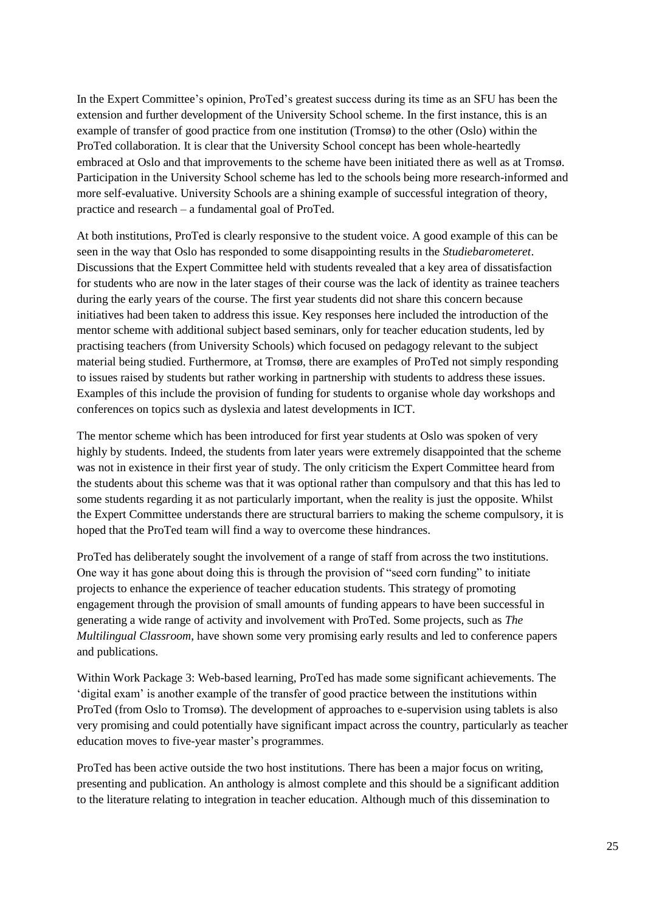In the Expert Committee's opinion, ProTed's greatest success during its time as an SFU has been the extension and further development of the University School scheme. In the first instance, this is an example of transfer of good practice from one institution (Tromsø) to the other (Oslo) within the ProTed collaboration. It is clear that the University School concept has been whole-heartedly embraced at Oslo and that improvements to the scheme have been initiated there as well as at Tromsø. Participation in the University School scheme has led to the schools being more research-informed and more self-evaluative. University Schools are a shining example of successful integration of theory, practice and research – a fundamental goal of ProTed.

At both institutions, ProTed is clearly responsive to the student voice. A good example of this can be seen in the way that Oslo has responded to some disappointing results in the *Studiebarometeret*. Discussions that the Expert Committee held with students revealed that a key area of dissatisfaction for students who are now in the later stages of their course was the lack of identity as trainee teachers during the early years of the course. The first year students did not share this concern because initiatives had been taken to address this issue. Key responses here included the introduction of the mentor scheme with additional subject based seminars, only for teacher education students, led by practising teachers (from University Schools) which focused on pedagogy relevant to the subject material being studied. Furthermore, at Tromsø, there are examples of ProTed not simply responding to issues raised by students but rather working in partnership with students to address these issues. Examples of this include the provision of funding for students to organise whole day workshops and conferences on topics such as dyslexia and latest developments in ICT.

The mentor scheme which has been introduced for first year students at Oslo was spoken of very highly by students. Indeed, the students from later years were extremely disappointed that the scheme was not in existence in their first year of study. The only criticism the Expert Committee heard from the students about this scheme was that it was optional rather than compulsory and that this has led to some students regarding it as not particularly important, when the reality is just the opposite. Whilst the Expert Committee understands there are structural barriers to making the scheme compulsory, it is hoped that the ProTed team will find a way to overcome these hindrances.

ProTed has deliberately sought the involvement of a range of staff from across the two institutions. One way it has gone about doing this is through the provision of "seed corn funding" to initiate projects to enhance the experience of teacher education students. This strategy of promoting engagement through the provision of small amounts of funding appears to have been successful in generating a wide range of activity and involvement with ProTed. Some projects, such as *The Multilingual Classroom*, have shown some very promising early results and led to conference papers and publications.

Within Work Package 3: Web-based learning, ProTed has made some significant achievements. The 'digital exam' is another example of the transfer of good practice between the institutions within ProTed (from Oslo to Tromsø). The development of approaches to e-supervision using tablets is also very promising and could potentially have significant impact across the country, particularly as teacher education moves to five-year master's programmes.

ProTed has been active outside the two host institutions. There has been a major focus on writing, presenting and publication. An anthology is almost complete and this should be a significant addition to the literature relating to integration in teacher education. Although much of this dissemination to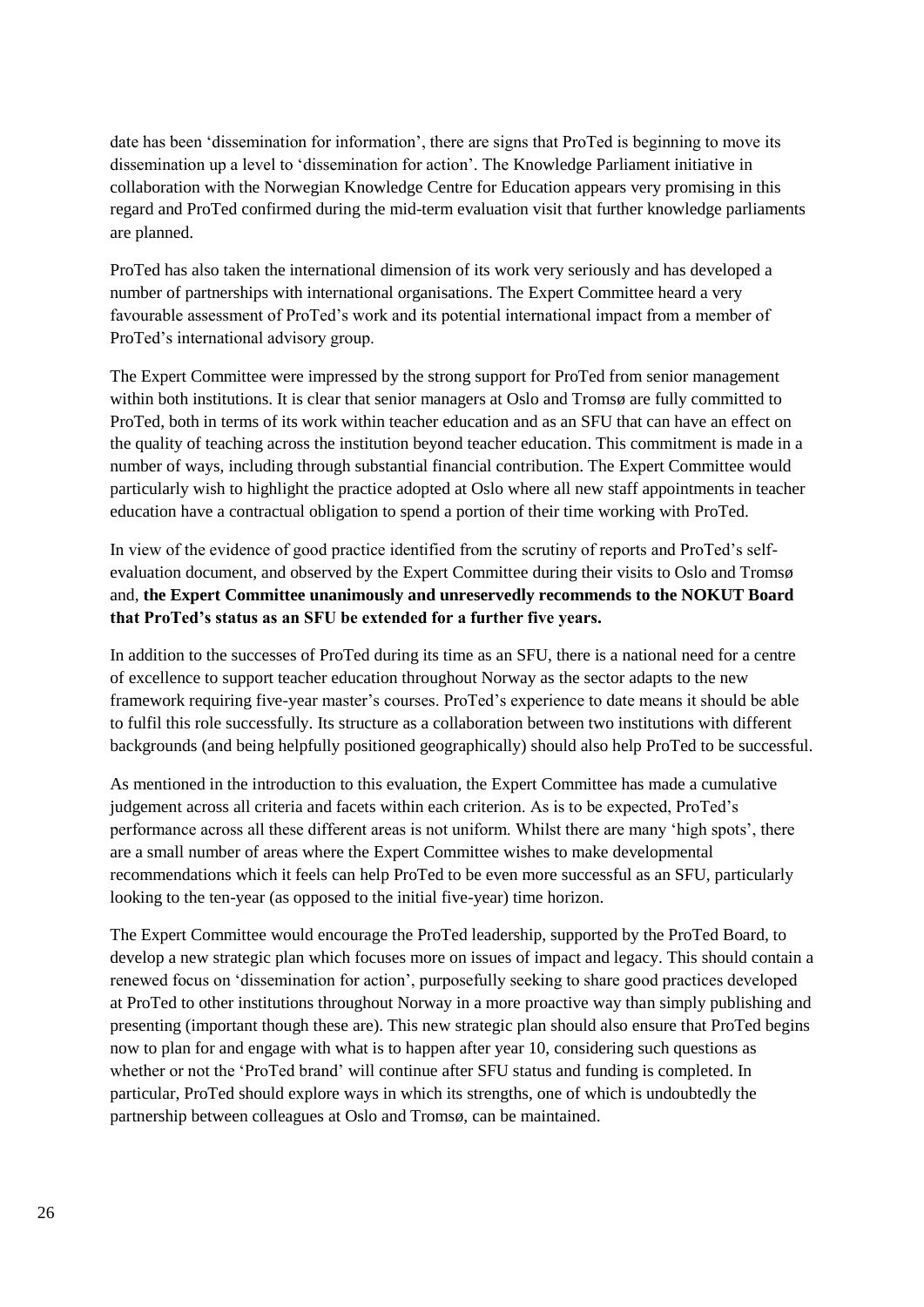date has been 'dissemination for information', there are signs that ProTed is beginning to move its dissemination up a level to 'dissemination for action'. The Knowledge Parliament initiative in collaboration with the Norwegian Knowledge Centre for Education appears very promising in this regard and ProTed confirmed during the mid-term evaluation visit that further knowledge parliaments are planned.

ProTed has also taken the international dimension of its work very seriously and has developed a number of partnerships with international organisations. The Expert Committee heard a very favourable assessment of ProTed's work and its potential international impact from a member of ProTed's international advisory group.

The Expert Committee were impressed by the strong support for ProTed from senior management within both institutions. It is clear that senior managers at Oslo and Tromsø are fully committed to ProTed, both in terms of its work within teacher education and as an SFU that can have an effect on the quality of teaching across the institution beyond teacher education. This commitment is made in a number of ways, including through substantial financial contribution. The Expert Committee would particularly wish to highlight the practice adopted at Oslo where all new staff appointments in teacher education have a contractual obligation to spend a portion of their time working with ProTed.

In view of the evidence of good practice identified from the scrutiny of reports and ProTed's self-evaluation document, and observed by the Expert Committee during their visits to Oslo and Tromsø and, **the Expert Committee unanimously and unreservedly recommends to the NOKUT Board that ProTed's status as an SFU be extended for a further five years.**

In addition to the successes of ProTed during its time as an SFU, there is a national need for a centre of excellence to support teacher education throughout Norway as the sector adapts to the new framework requiring five-year master's courses. ProTed's experience to date means it should be able to fulfil this role successfully. Its structure as a collaboration between two institutions with different backgrounds (and being helpfully positioned geographically) should also help ProTed to be successful.

As mentioned in the introduction to this evaluation, the Expert Committee has made a cumulative judgement across all criteria and facets within each criterion. As is to be expected, ProTed's performance across all these different areas is not uniform. Whilst there are many 'high spots', there are a small number of areas where the Expert Committee wishes to make developmental recommendations which it feels can help ProTed to be even more successful as an SFU, particularly looking to the ten-year (as opposed to the initial five-year) time horizon.

The Expert Committee would encourage the ProTed leadership, supported by the ProTed Board, to develop a new strategic plan which focuses more on issues of impact and legacy. This should contain a renewed focus on 'dissemination for action', purposefully seeking to share good practices developed at ProTed to other institutions throughout Norway in a more proactive way than simply publishing and presenting (important though these are). This new strategic plan should also ensure that ProTed begins now to plan for and engage with what is to happen after year 10, considering such questions as whether or not the 'ProTed brand' will continue after SFU status and funding is completed. In particular, ProTed should explore ways in which its strengths, one of which is undoubtedly the partnership between colleagues at Oslo and Tromsø, can be maintained.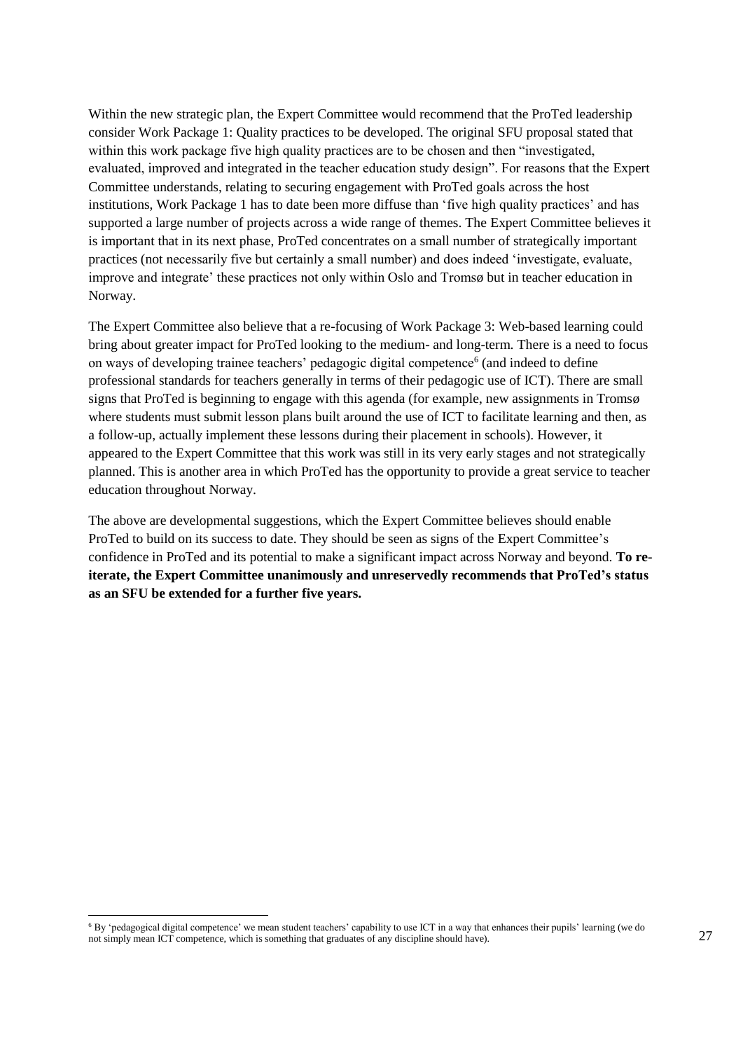Within the new strategic plan, the Expert Committee would recommend that the ProTed leadership consider Work Package 1: Quality practices to be developed. The original SFU proposal stated that within this work package five high quality practices are to be chosen and then "investigated, evaluated, improved and integrated in the teacher education study design". For reasons that the Expert Committee understands, relating to securing engagement with ProTed goals across the host institutions, Work Package 1 has to date been more diffuse than 'five high quality practices' and has supported a large number of projects across a wide range of themes. The Expert Committee believes it is important that in its next phase, ProTed concentrates on a small number of strategically important practices (not necessarily five but certainly a small number) and does indeed 'investigate, evaluate, improve and integrate' these practices not only within Oslo and Tromsø but in teacher education in Norway.

The Expert Committee also believe that a re-focusing of Work Package 3: Web-based learning could bring about greater impact for ProTed looking to the medium- and long-term. There is a need to focus on ways of developing trainee teachers' pedagogic digital competence[6] (and indeed to define professional standards for teachers generally in terms of their pedagogic use of ICT). There are small signs that ProTed is beginning to engage with this agenda (for example, new assignments in Tromsø where students must submit lesson plans built around the use of ICT to facilitate learning and then, as a follow-up, actually implement these lessons during their placement in schools). However, it appeared to the Expert Committee that this work was still in its very early stages and not strategically planned. This is another area in which ProTed has the opportunity to provide a great service to teacher education throughout Norway.

The above are developmental suggestions, which the Expert Committee believes should enable ProTed to build on its success to date. They should be seen as signs of the Expert Committee's confidence in ProTed and its potential to make a significant impact across Norway and beyond. **To re-iterate, the Expert Committee unanimously and unreservedly recommends that ProTed's status as an SFU be extended for a further five years.**

[6] By 'pedagogical digital competence' we mean student teachers' capability to use ICT in a way that enhances their pupils' learning (we do not simply mean ICT competence, which is something that graduates of any discipline should have).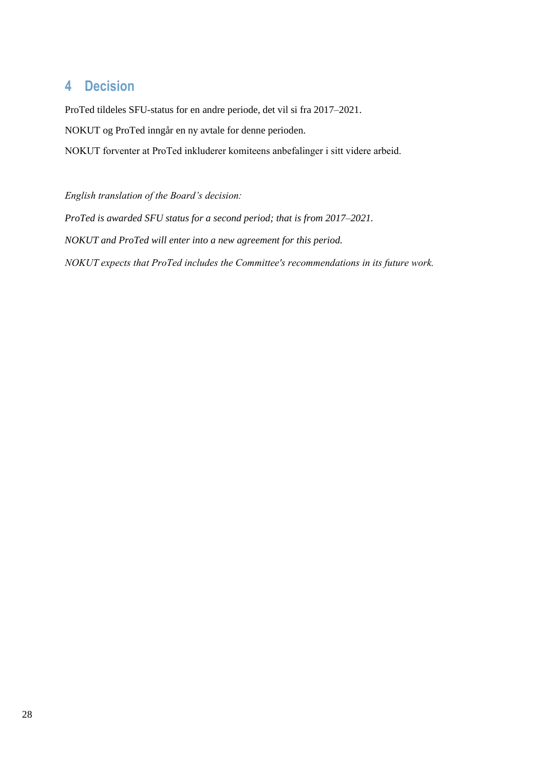# 4 Decision

ProTed tildeles SFU-status for en andre periode, det vil si fra 2017–2021.

NOKUT og ProTed inngår en ny avtale for denne perioden.

NOKUT forventer at ProTed inkluderer komiteens anbefalinger i sitt videre arbeid.

*English translation of the Board's decision:*

*ProTed is awarded SFU status for a second period; that is from 2017–2021.*

*NOKUT and ProTed will enter into a new agreement for this period.*

*NOKUT expects that ProTed includes the Committee's recommendations in its future work.*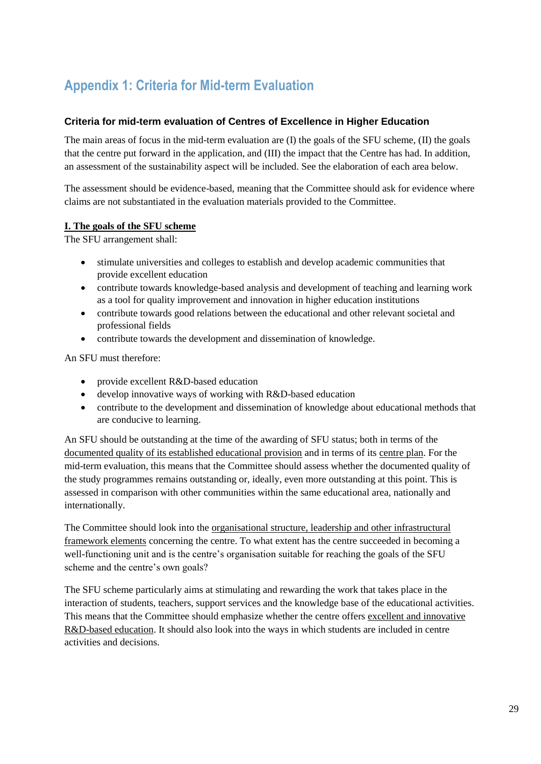# Appendix 1: Criteria for Mid-term Evaluation

### Criteria for mid-term evaluation of Centres of Excellence in Higher Education

The main areas of focus in the mid-term evaluation are (I) the goals of the SFU scheme, (II) the goals that the centre put forward in the application, and (III) the impact that the Centre has had. In addition, an assessment of the sustainability aspect will be included. See the elaboration of each area below.

The assessment should be evidence-based, meaning that the Committee should ask for evidence where claims are not substantiated in the evaluation materials provided to the Committee.

**I. The goals of the SFU scheme**

The SFU arrangement shall:

- stimulate universities and colleges to establish and develop academic communities that provide excellent education
- contribute towards knowledge-based analysis and development of teaching and learning work as a tool for quality improvement and innovation in higher education institutions
- contribute towards good relations between the educational and other relevant societal and professional fields
- contribute towards the development and dissemination of knowledge.

An SFU must therefore:

- provide excellent R&D-based education
- develop innovative ways of working with R&D-based education
- contribute to the development and dissemination of knowledge about educational methods that are conducive to learning.

An SFU should be outstanding at the time of the awarding of SFU status; both in terms of the documented quality of its established educational provision and in terms of its centre plan. For the mid-term evaluation, this means that the Committee should assess whether the documented quality of the study programmes remains outstanding or, ideally, even more outstanding at this point. This is assessed in comparison with other communities within the same educational area, nationally and internationally.

The Committee should look into the organisational structure, leadership and other infrastructural framework elements concerning the centre. To what extent has the centre succeeded in becoming a well-functioning unit and is the centre's organisation suitable for reaching the goals of the SFU scheme and the centre's own goals?

The SFU scheme particularly aims at stimulating and rewarding the work that takes place in the interaction of students, teachers, support services and the knowledge base of the educational activities. This means that the Committee should emphasize whether the centre offers excellent and innovative R&D-based education. It should also look into the ways in which students are included in centre activities and decisions.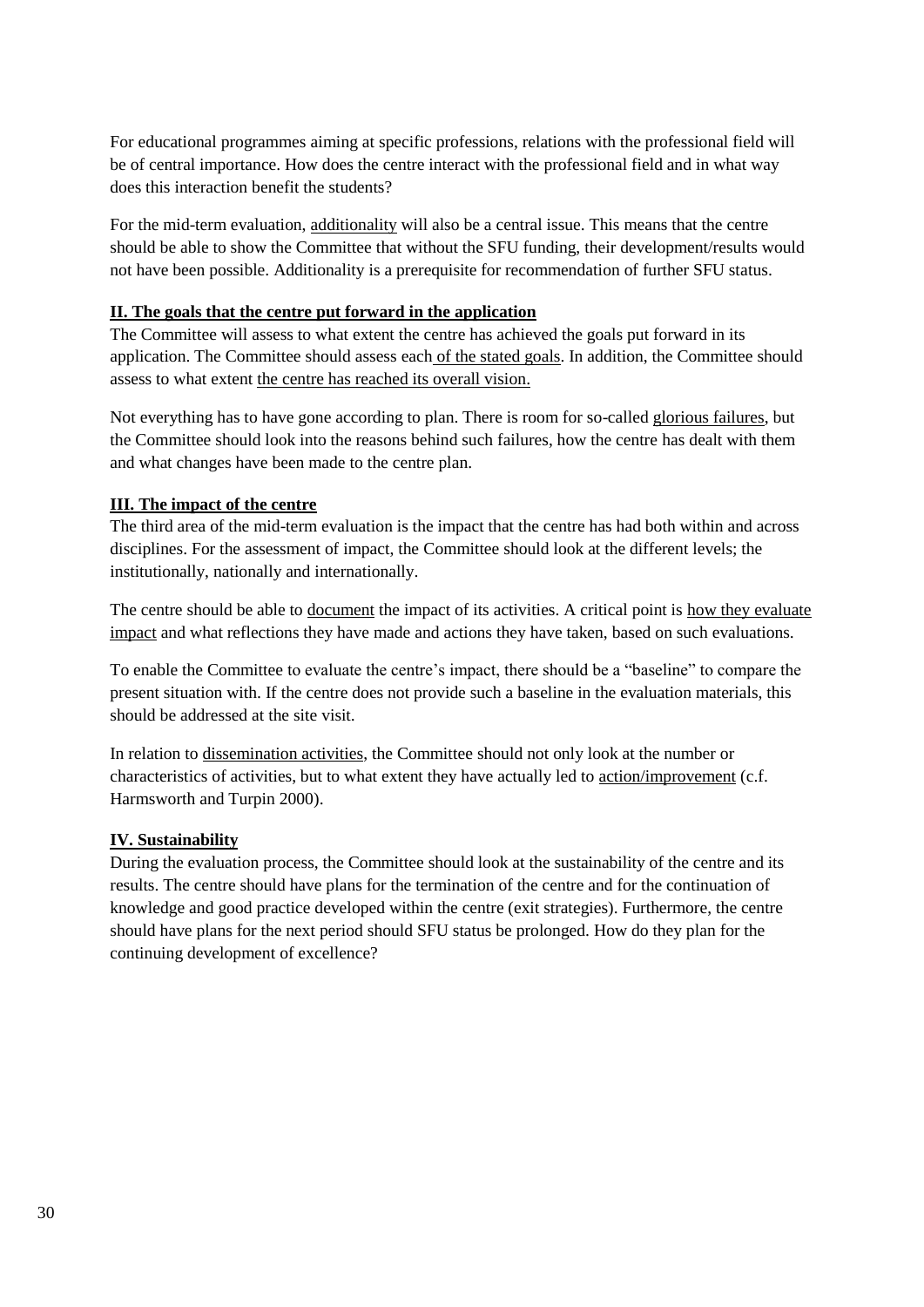For educational programmes aiming at specific professions, relations with the professional field will be of central importance. How does the centre interact with the professional field and in what way does this interaction benefit the students?

For the mid-term evaluation, additionality will also be a central issue. This means that the centre should be able to show the Committee that without the SFU funding, their development/results would not have been possible. Additionality is a prerequisite for recommendation of further SFU status.

**II. The goals that the centre put forward in the application**

The Committee will assess to what extent the centre has achieved the goals put forward in its application. The Committee should assess each of the stated goals. In addition, the Committee should assess to what extent the centre has reached its overall vision.

Not everything has to have gone according to plan. There is room for so-called glorious failures, but the Committee should look into the reasons behind such failures, how the centre has dealt with them and what changes have been made to the centre plan.

**III. The impact of the centre**

The third area of the mid-term evaluation is the impact that the centre has had both within and across disciplines. For the assessment of impact, the Committee should look at the different levels; the institutionally, nationally and internationally.

The centre should be able to document the impact of its activities. A critical point is how they evaluate impact and what reflections they have made and actions they have taken, based on such evaluations.

To enable the Committee to evaluate the centre's impact, there should be a "baseline" to compare the present situation with. If the centre does not provide such a baseline in the evaluation materials, this should be addressed at the site visit.

In relation to dissemination activities, the Committee should not only look at the number or characteristics of activities, but to what extent they have actually led to action/improvement (c.f. Harmsworth and Turpin 2000).

**IV. Sustainability**

During the evaluation process, the Committee should look at the sustainability of the centre and its results. The centre should have plans for the termination of the centre and for the continuation of knowledge and good practice developed within the centre (exit strategies). Furthermore, the centre should have plans for the next period should SFU status be prolonged. How do they plan for the continuing development of excellence?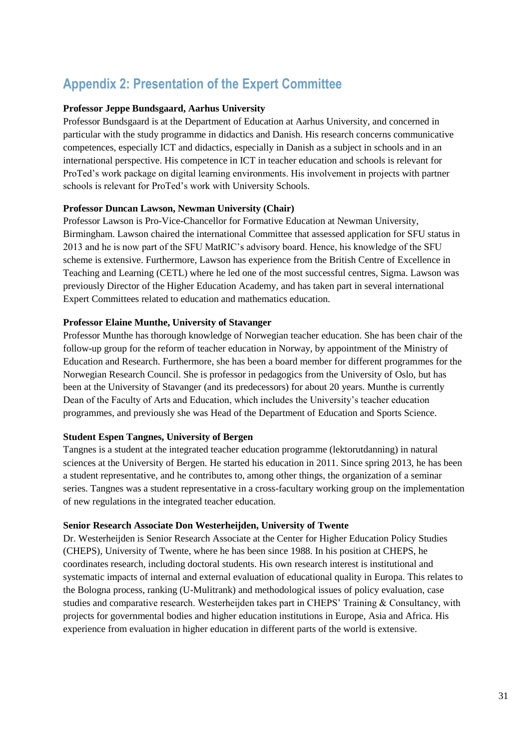## Appendix 2: Presentation of the Expert Committee

**Professor Jeppe Bundsgaard, Aarhus University**

Professor Bundsgaard is at the Department of Education at Aarhus University, and concerned in particular with the study programme in didactics and Danish. His research concerns communicative competences, especially ICT and didactics, especially in Danish as a subject in schools and in an international perspective. His competence in ICT in teacher education and schools is relevant for ProTed's work package on digital learning environments. His involvement in projects with partner schools is relevant for ProTed's work with University Schools.

**Professor Duncan Lawson, Newman University (Chair)**

Professor Lawson is Pro-Vice-Chancellor for Formative Education at Newman University, Birmingham. Lawson chaired the international Committee that assessed application for SFU status in 2013 and he is now part of the SFU MatRIC's advisory board. Hence, his knowledge of the SFU scheme is extensive. Furthermore, Lawson has experience from the British Centre of Excellence in Teaching and Learning (CETL) where he led one of the most successful centres, Sigma. Lawson was previously Director of the Higher Education Academy, and has taken part in several international Expert Committees related to education and mathematics education.

**Professor Elaine Munthe, University of Stavanger**

Professor Munthe has thorough knowledge of Norwegian teacher education. She has been chair of the follow-up group for the reform of teacher education in Norway, by appointment of the Ministry of Education and Research. Furthermore, she has been a board member for different programmes for the Norwegian Research Council. She is professor in pedagogics from the University of Oslo, but has been at the University of Stavanger (and its predecessors) for about 20 years. Munthe is currently Dean of the Faculty of Arts and Education, which includes the University's teacher education programmes, and previously she was Head of the Department of Education and Sports Science.

**Student Espen Tangnes, University of Bergen**

Tangnes is a student at the integrated teacher education programme (lektorutdanning) in natural sciences at the University of Bergen. He started his education in 2011. Since spring 2013, he has been a student representative, and he contributes to, among other things, the organization of a seminar series. Tangnes was a student representative in a cross-facultary working group on the implementation of new regulations in the integrated teacher education.

**Senior Research Associate Don Westerheijden, University of Twente**

Dr. Westerheijden is Senior Research Associate at the Center for Higher Education Policy Studies (CHEPS), University of Twente, where he has been since 1988. In his position at CHEPS, he coordinates research, including doctoral students. His own research interest is institutional and systematic impacts of internal and external evaluation of educational quality in Europa. This relates to the Bologna process, ranking (U-Mulitrank) and methodological issues of policy evaluation, case studies and comparative research. Westerheijden takes part in CHEPS' Training & Consultancy, with projects for governmental bodies and higher education institutions in Europe, Asia and Africa. His experience from evaluation in higher education in different parts of the world is extensive.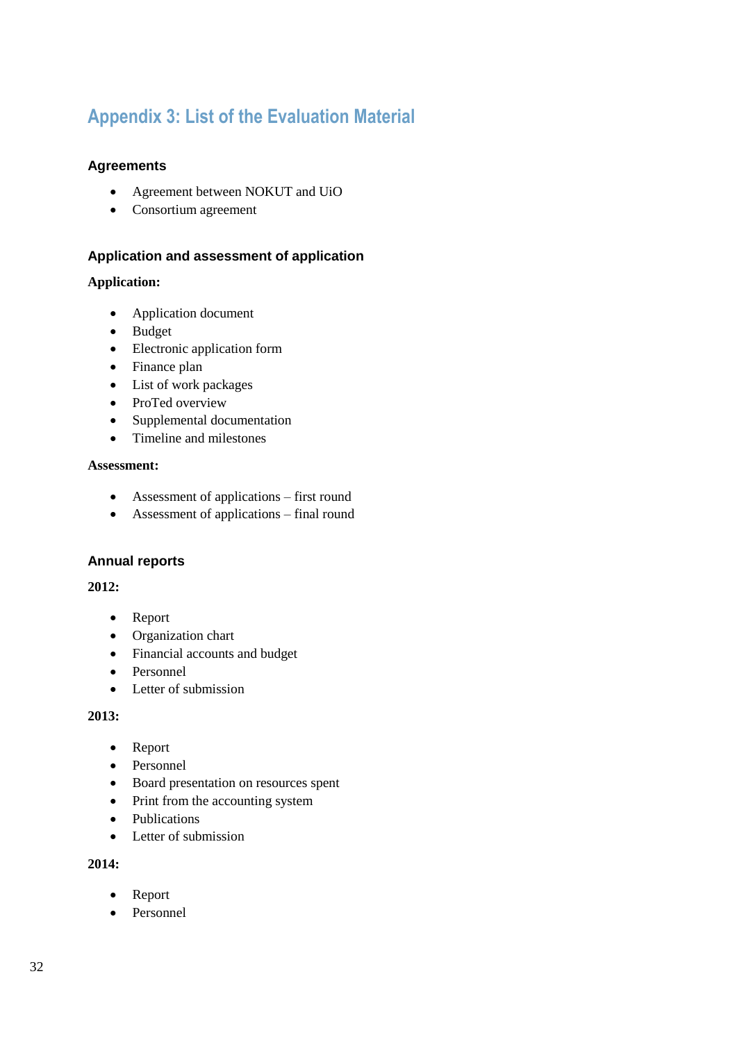# Appendix 3: List of the Evaluation Material

## Agreements

- Agreement between NOKUT and UiO
- Consortium agreement

## Application and assessment of application

**Application:**

- Application document
- Budget
- Electronic application form
- Finance plan
- List of work packages
- ProTed overview
- Supplemental documentation
- Timeline and milestones

**Assessment:**

- Assessment of applications – first round
- Assessment of applications – final round

## Annual reports

**2012:**

- Report
- Organization chart
- Financial accounts and budget
- Personnel
- Letter of submission

**2013:**

- Report
- Personnel
- Board presentation on resources spent
- Print from the accounting system
- Publications
- Letter of submission

**2014:**

- Report
- Personnel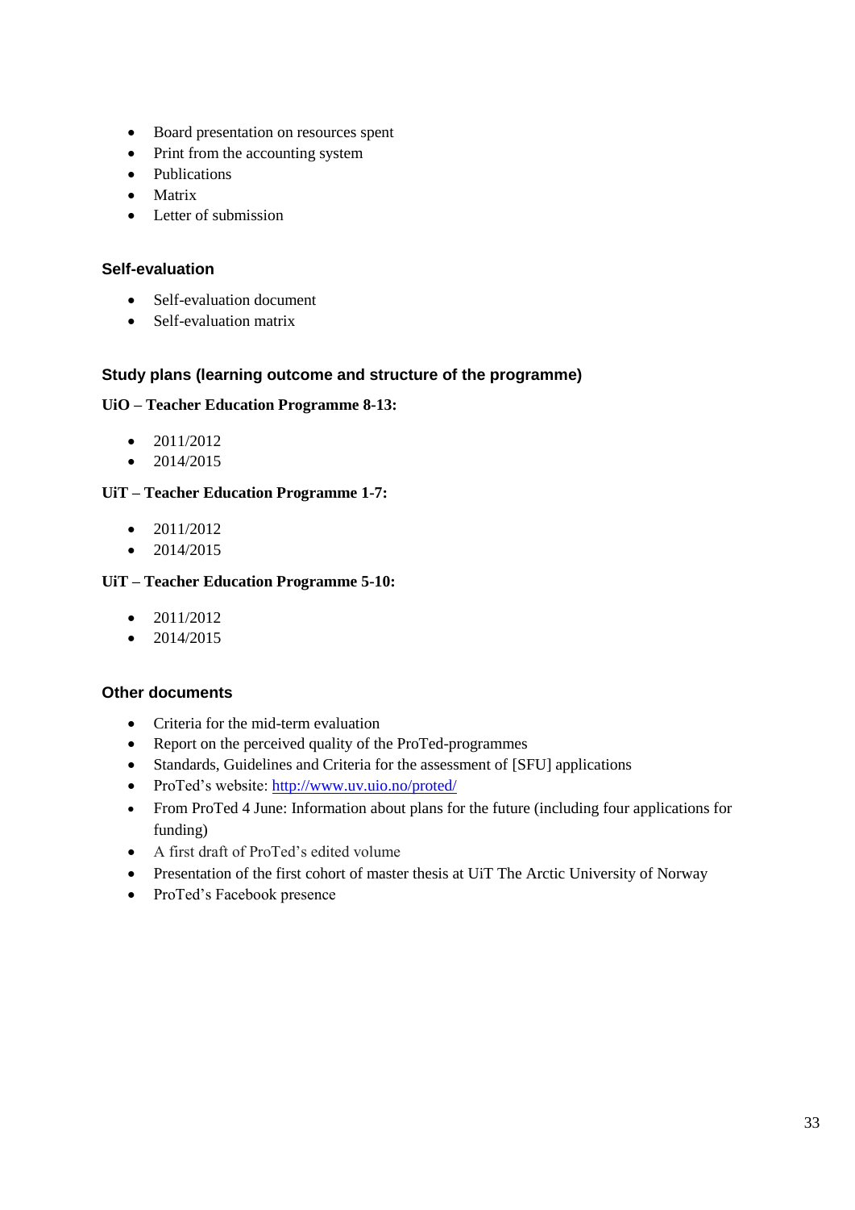- Board presentation on resources spent
- Print from the accounting system
- Publications
- Matrix
- Letter of submission

### Self-evaluation

- Self-evaluation document
- Self-evaluation matrix

### Study plans (learning outcome and structure of the programme)

**UiO – Teacher Education Programme 8-13:**

- 2011/2012
- 2014/2015

**UiT – Teacher Education Programme 1-7:**

- 2011/2012
- 2014/2015

**UiT – Teacher Education Programme 5-10:**

- 2011/2012
- 2014/2015

### Other documents

- Criteria for the mid-term evaluation
- Report on the perceived quality of the ProTed-programmes
- Standards, Guidelines and Criteria for the assessment of [SFU] applications
- ProTed's website: http://www.uv.uio.no/proted/
- From ProTed 4 June: Information about plans for the future (including four applications for funding)
- A first draft of ProTed's edited volume
- Presentation of the first cohort of master thesis at UiT The Arctic University of Norway
- ProTed's Facebook presence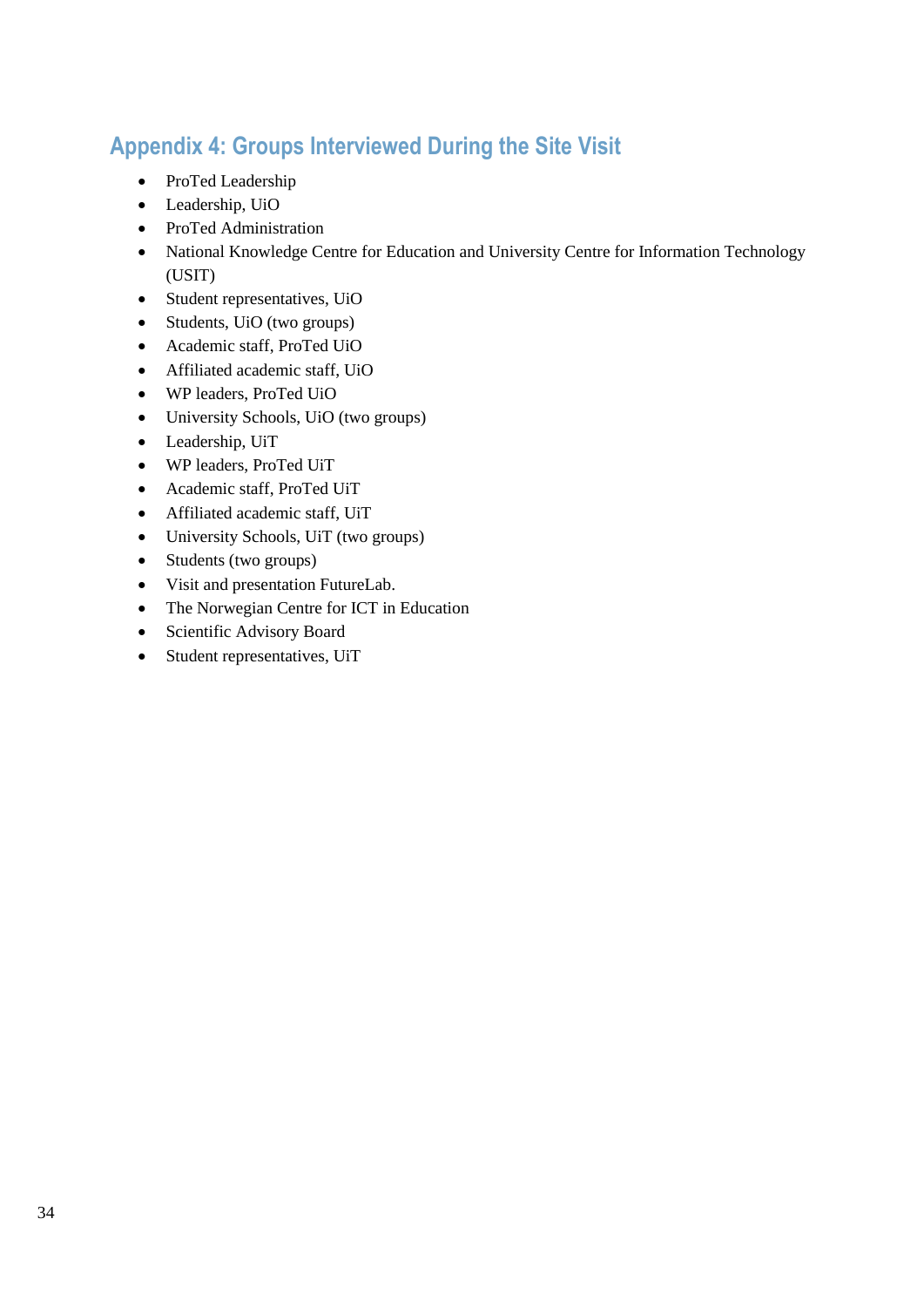## Appendix 4: Groups Interviewed During the Site Visit

- ProTed Leadership
- Leadership, UiO
- ProTed Administration
- National Knowledge Centre for Education and University Centre for Information Technology (USIT)
- Student representatives, UiO
- Students, UiO (two groups)
- Academic staff, ProTed UiO
- Affiliated academic staff, UiO
- WP leaders, ProTed UiO
- University Schools, UiO (two groups)
- Leadership, UiT
- WP leaders, ProTed UiT
- Academic staff, ProTed UiT
- Affiliated academic staff, UiT
- University Schools, UiT (two groups)
- Students (two groups)
- Visit and presentation FutureLab.
- The Norwegian Centre for ICT in Education
- Scientific Advisory Board
- Student representatives, UiT